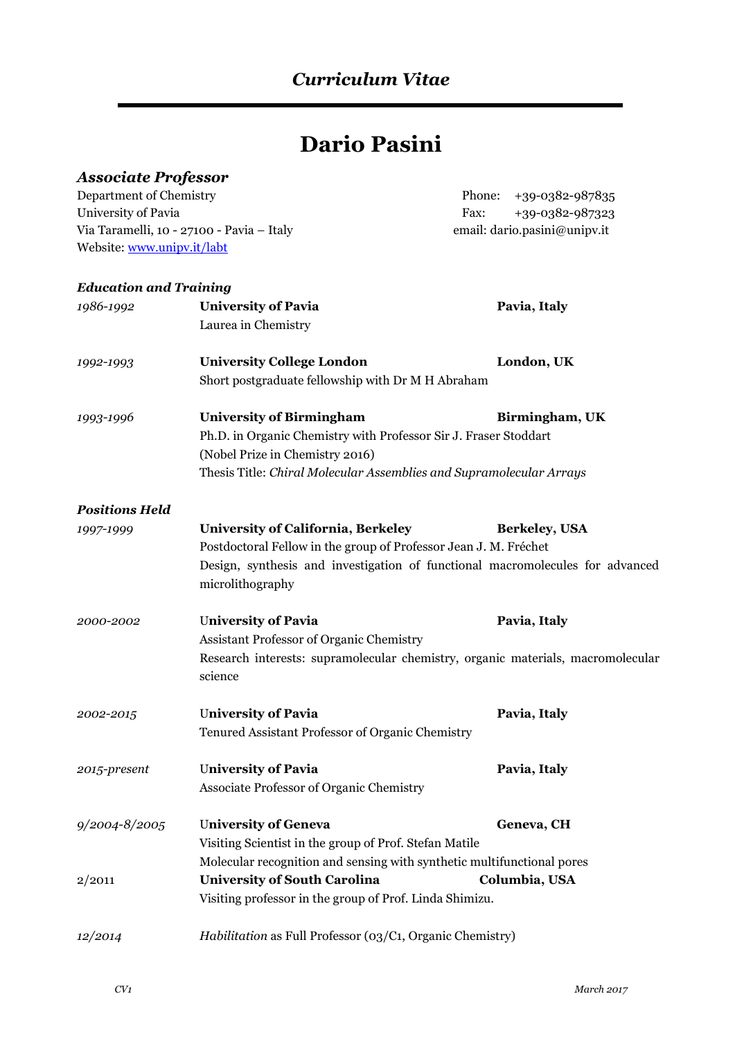# *Curriculum Vitae*

---

# Dario Pasini

## *Associate Professor*

Department of Chemistry
University of Pavia
Via Taramelli, 10 - 27100 - Pavia – Italy
Website: [www.unipv.it/labt](http://www.unipv.it/labt)

Phone: +39-0382-987835
Fax: +39-0382-987323
email: dario.pasini@unipv.it

### *Education and Training*

*1986-1992* — **University of Pavia** — **Pavia, Italy**
Laurea in Chemistry

*1992-1993* — **University College London** — **London, UK**
Short postgraduate fellowship with Dr M H Abraham

*1993-1996* — **University of Birmingham** — **Birmingham, UK**
Ph.D. in Organic Chemistry with Professor Sir J. Fraser Stoddart
(Nobel Prize in Chemistry 2016)
Thesis Title: *Chiral Molecular Assemblies and Supramolecular Arrays*

### *Positions Held*

*1997-1999* — **University of California, Berkeley** — **Berkeley, USA**
Postdoctoral Fellow in the group of Professor Jean J. M. Fréchet
Design, synthesis and investigation of functional macromolecules for advanced microlithography

*2000-2002* — **University of Pavia** — **Pavia, Italy**
Assistant Professor of Organic Chemistry
Research interests: supramolecular chemistry, organic materials, macromolecular science

*2002-2015* — **University of Pavia** — **Pavia, Italy**
Tenured Assistant Professor of Organic Chemistry

*2015-present* — **University of Pavia** — **Pavia, Italy**
Associate Professor of Organic Chemistry

*9/2004-8/2005* — **University of Geneva** — **Geneva, CH**
Visiting Scientist in the group of Prof. Stefan Matile
Molecular recognition and sensing with synthetic multifunctional pores

2/2011 — **University of South Carolina** — **Columbia, USA**
Visiting professor in the group of Prof. Linda Shimizu.

*12/2014* — *Habilitation* as Full Professor (03/C1, Organic Chemistry)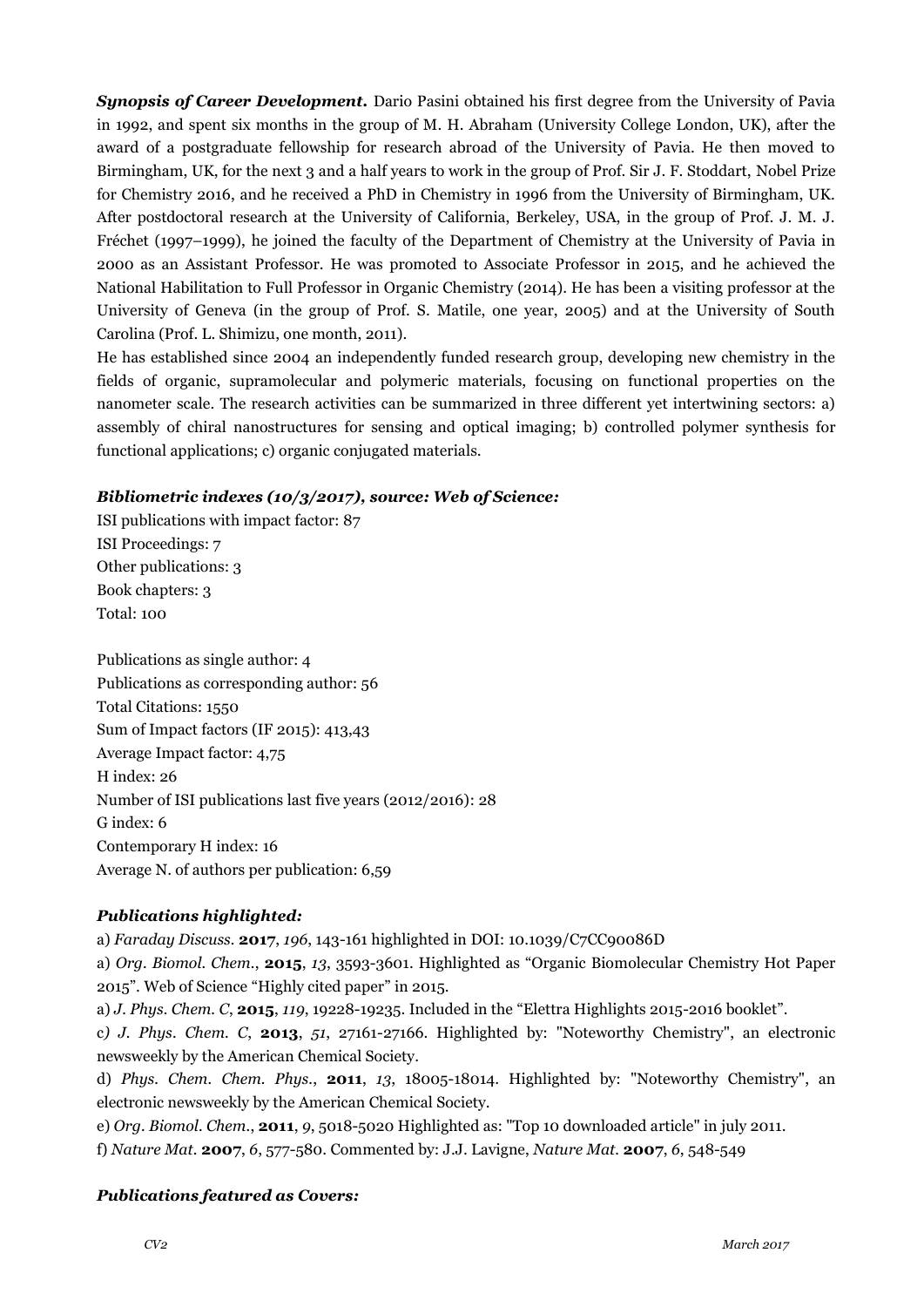***Synopsis of Career Development.*** Dario Pasini obtained his first degree from the University of Pavia in 1992, and spent six months in the group of M. H. Abraham (University College London, UK), after the award of a postgraduate fellowship for research abroad of the University of Pavia. He then moved to Birmingham, UK, for the next 3 and a half years to work in the group of Prof. Sir J. F. Stoddart, Nobel Prize for Chemistry 2016, and he received a PhD in Chemistry in 1996 from the University of Birmingham, UK. After postdoctoral research at the University of California, Berkeley, USA, in the group of Prof. J. M. J. Fréchet (1997–1999), he joined the faculty of the Department of Chemistry at the University of Pavia in 2000 as an Assistant Professor. He was promoted to Associate Professor in 2015, and he achieved the National Habilitation to Full Professor in Organic Chemistry (2014). He has been a visiting professor at the University of Geneva (in the group of Prof. S. Matile, one year, 2005) and at the University of South Carolina (Prof. L. Shimizu, one month, 2011).

He has established since 2004 an independently funded research group, developing new chemistry in the fields of organic, supramolecular and polymeric materials, focusing on functional properties on the nanometer scale. The research activities can be summarized in three different yet intertwining sectors: a) assembly of chiral nanostructures for sensing and optical imaging; b) controlled polymer synthesis for functional applications; c) organic conjugated materials.

### *Bibliometric indexes (10/3/2017), source: Web of Science:*

ISI publications with impact factor: 87
ISI Proceedings: 7
Other publications: 3
Book chapters: 3
Total: 100

Publications as single author: 4
Publications as corresponding author: 56
Total Citations: 1550
Sum of Impact factors (IF 2015): 413,43
Average Impact factor: 4,75
H index: 26
Number of ISI publications last five years (2012/2016): 28
G index: 6
Contemporary H index: 16
Average N. of authors per publication: 6,59

### *Publications highlighted:*

a) *Faraday Discuss.* **2017**, *196*, 143-161 highlighted in DOI: 10.1039/C7CC90086D
a) *Org. Biomol. Chem.*, **2015**, *13*, 3593-3601. Highlighted as "Organic Biomolecular Chemistry Hot Paper 2015". Web of Science "Highly cited paper" in 2015.
a) *J. Phys. Chem. C*, **2015**, *119*, 19228-19235. Included in the "Elettra Highlights 2015-2016 booklet".
c) *J. Phys. Chem. C*, **2013**, *51*, 27161-27166. Highlighted by: "Noteworthy Chemistry", an electronic newsweekly by the American Chemical Society.
d) *Phys. Chem. Chem. Phys.*, **2011**, *13*, 18005-18014. Highlighted by: "Noteworthy Chemistry", an electronic newsweekly by the American Chemical Society.
e) *Org. Biomol. Chem.*, **2011**, *9*, 5018-5020 Highlighted as: "Top 10 downloaded article" in july 2011.
f) *Nature Mat.* **2007**, *6*, 577-580. Commented by: J.J. Lavigne, *Nature Mat.* **2007**, *6*, 548-549

### *Publications featured as Covers:*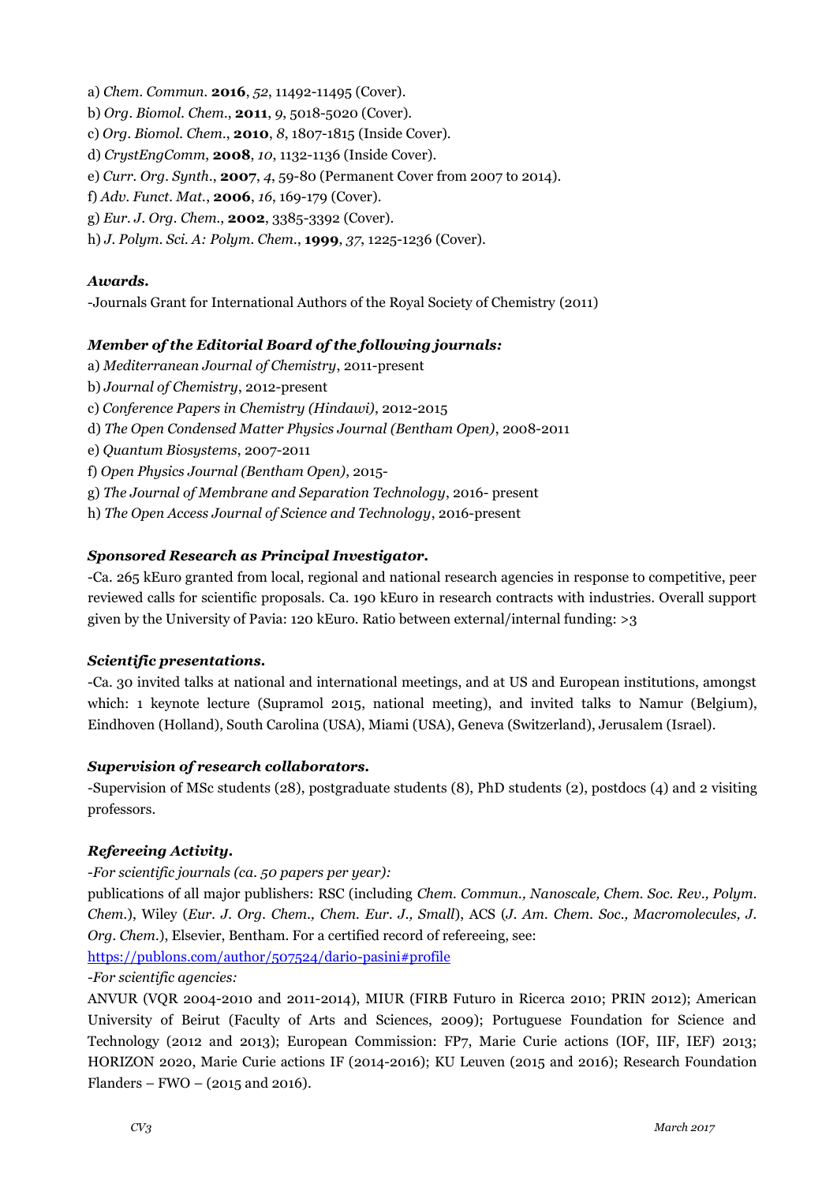a) *Chem. Commun.* **2016**, *52*, 11492-11495 (Cover).
b) *Org. Biomol. Chem.*, **2011**, *9*, 5018-5020 (Cover).
c) *Org. Biomol. Chem.*, **2010**, *8*, 1807-1815 (Inside Cover).
d) *CrystEngComm*, **2008**, *10*, 1132-1136 (Inside Cover).
e) *Curr. Org. Synth.*, **2007**, *4*, 59-80 (Permanent Cover from 2007 to 2014).
f) *Adv. Funct. Mat.*, **2006**, *16*, 169-179 (Cover).
g) *Eur. J. Org. Chem.*, **2002**, 3385-3392 (Cover).
h) *J. Polym. Sci. A: Polym. Chem.*, **1999**, *37*, 1225-1236 (Cover).

***Awards.***

-Journals Grant for International Authors of the Royal Society of Chemistry (2011)

***Member of the Editorial Board of the following journals:***

a) *Mediterranean Journal of Chemistry*, 2011-present
b) *Journal of Chemistry*, 2012-present
c) *Conference Papers in Chemistry (Hindawi)*, 2012-2015
d) *The Open Condensed Matter Physics Journal (Bentham Open)*, 2008-2011
e) *Quantum Biosystems*, 2007-2011
f) *Open Physics Journal (Bentham Open)*, 2015-
g) *The Journal of Membrane and Separation Technology*, 2016- present
h) *The Open Access Journal of Science and Technology*, 2016-present

***Sponsored Research as Principal Investigator.***

-Ca. 265 kEuro granted from local, regional and national research agencies in response to competitive, peer reviewed calls for scientific proposals. Ca. 190 kEuro in research contracts with industries. Overall support given by the University of Pavia: 120 kEuro. Ratio between external/internal funding: >3

***Scientific presentations.***

-Ca. 30 invited talks at national and international meetings, and at US and European institutions, amongst which: 1 keynote lecture (Supramol 2015, national meeting), and invited talks to Namur (Belgium), Eindhoven (Holland), South Carolina (USA), Miami (USA), Geneva (Switzerland), Jerusalem (Israel).

***Supervision of research collaborators.***

-Supervision of MSc students (28), postgraduate students (8), PhD students (2), postdocs (4) and 2 visiting professors.

***Refereeing Activity.***

*-For scientific journals (ca. 50 papers per year):*

publications of all major publishers: RSC (including *Chem. Commun., Nanoscale, Chem. Soc. Rev., Polym. Chem.*), Wiley (*Eur. J. Org. Chem., Chem. Eur. J., Small*), ACS (*J. Am. Chem. Soc., Macromolecules, J. Org. Chem.*), Elsevier, Bentham. For a certified record of refereeing, see:
https://publons.com/author/507524/dario-pasini#profile

*-For scientific agencies:*

ANVUR (VQR 2004-2010 and 2011-2014), MIUR (FIRB Futuro in Ricerca 2010; PRIN 2012); American University of Beirut (Faculty of Arts and Sciences, 2009); Portuguese Foundation for Science and Technology (2012 and 2013); European Commission: FP7, Marie Curie actions (IOF, IIF, IEF) 2013; HORIZON 2020, Marie Curie actions IF (2014-2016); KU Leuven (2015 and 2016); Research Foundation Flanders – FWO – (2015 and 2016).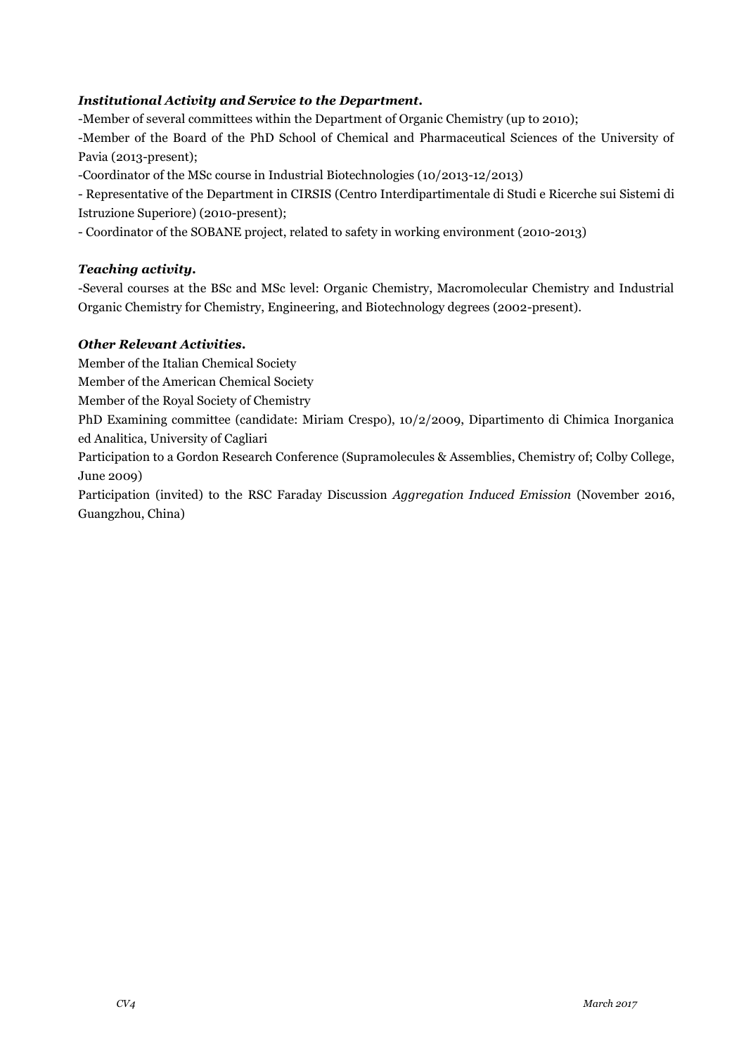***Institutional Activity and Service to the Department.***

-Member of several committees within the Department of Organic Chemistry (up to 2010);

-Member of the Board of the PhD School of Chemical and Pharmaceutical Sciences of the University of Pavia (2013-present);

-Coordinator of the MSc course in Industrial Biotechnologies (10/2013-12/2013)

- Representative of the Department in CIRSIS (Centro Interdipartimentale di Studi e Ricerche sui Sistemi di Istruzione Superiore) (2010-present);

- Coordinator of the SOBANE project, related to safety in working environment (2010-2013)

***Teaching activity.***

-Several courses at the BSc and MSc level: Organic Chemistry, Macromolecular Chemistry and Industrial Organic Chemistry for Chemistry, Engineering, and Biotechnology degrees (2002-present).

***Other Relevant Activities.***

Member of the Italian Chemical Society

Member of the American Chemical Society

Member of the Royal Society of Chemistry

PhD Examining committee (candidate: Miriam Crespo), 10/2/2009, Dipartimento di Chimica Inorganica ed Analitica, University of Cagliari

Participation to a Gordon Research Conference (Supramolecules & Assemblies, Chemistry of; Colby College, June 2009)

Participation (invited) to the RSC Faraday Discussion *Aggregation Induced Emission* (November 2016, Guangzhou, China)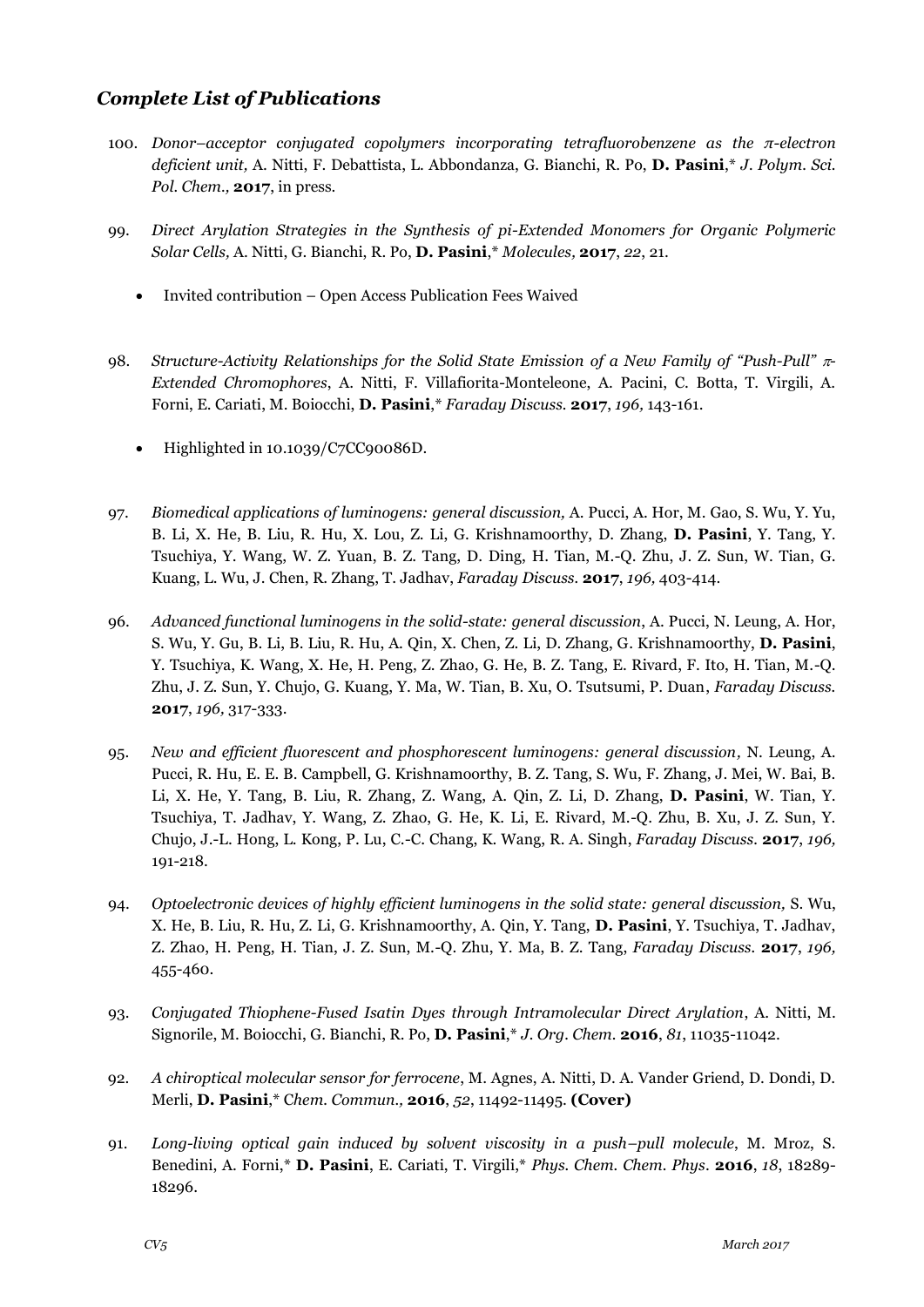## *Complete List of Publications*

100. *Donor–acceptor conjugated copolymers incorporating tetrafluorobenzene as the π-electron deficient unit,* A. Nitti, F. Debattista, L. Abbondanza, G. Bianchi, R. Po, **D. Pasini**,* *J. Polym. Sci. Pol. Chem.,* **2017**, in press.

99. *Direct Arylation Strategies in the Synthesis of pi-Extended Monomers for Organic Polymeric Solar Cells,* A. Nitti, G. Bianchi, R. Po, **D. Pasini**,* *Molecules,* **2017**, *22*, 21.

    - Invited contribution – Open Access Publication Fees Waived

98. *Structure-Activity Relationships for the Solid State Emission of a New Family of "Push-Pull" π-Extended Chromophores*, A. Nitti, F. Villafiorita-Monteleone, A. Pacini, C. Botta, T. Virgili, A. Forni, E. Cariati, M. Boiocchi, **D. Pasini**,* *Faraday Discuss.* **2017**, *196,* 143-161.

    - Highlighted in 10.1039/C7CC90086D.

97. *Biomedical applications of luminogens: general discussion,* A. Pucci, A. Hor, M. Gao, S. Wu, Y. Yu, B. Li, X. He, B. Liu, R. Hu, X. Lou, Z. Li, G. Krishnamoorthy, D. Zhang, **D. Pasini**, Y. Tang, Y. Tsuchiya, Y. Wang, W. Z. Yuan, B. Z. Tang, D. Ding, H. Tian, M.-Q. Zhu, J. Z. Sun, W. Tian, G. Kuang, L. Wu, J. Chen, R. Zhang, T. Jadhav, *Faraday Discuss.* **2017**, *196,* 403-414.

96. *Advanced functional luminogens in the solid-state: general discussion*, A. Pucci, N. Leung, A. Hor, S. Wu, Y. Gu, B. Li, B. Liu, R. Hu, A. Qin, X. Chen, Z. Li, D. Zhang, G. Krishnamoorthy, **D. Pasini**, Y. Tsuchiya, K. Wang, X. He, H. Peng, Z. Zhao, G. He, B. Z. Tang, E. Rivard, F. Ito, H. Tian, M.-Q. Zhu, J. Z. Sun, Y. Chujo, G. Kuang, Y. Ma, W. Tian, B. Xu, O. Tsutsumi, P. Duan, *Faraday Discuss.* **2017**, *196,* 317-333.

95. *New and efficient fluorescent and phosphorescent luminogens: general discussion,* N. Leung, A. Pucci, R. Hu, E. E. B. Campbell, G. Krishnamoorthy, B. Z. Tang, S. Wu, F. Zhang, J. Mei, W. Bai, B. Li, X. He, Y. Tang, B. Liu, R. Zhang, Z. Wang, A. Qin, Z. Li, D. Zhang, **D. Pasini**, W. Tian, Y. Tsuchiya, T. Jadhav, Y. Wang, Z. Zhao, G. He, K. Li, E. Rivard, M.-Q. Zhu, B. Xu, J. Z. Sun, Y. Chujo, J.-L. Hong, L. Kong, P. Lu, C.-C. Chang, K. Wang, R. A. Singh, *Faraday Discuss.* **2017**, *196,* 191-218.

94. *Optoelectronic devices of highly efficient luminogens in the solid state: general discussion,* S. Wu, X. He, B. Liu, R. Hu, Z. Li, G. Krishnamoorthy, A. Qin, Y. Tang, **D. Pasini**, Y. Tsuchiya, T. Jadhav, Z. Zhao, H. Peng, H. Tian, J. Z. Sun, M.-Q. Zhu, Y. Ma, B. Z. Tang, *Faraday Discuss.* **2017**, *196,* 455-460.

93. *Conjugated Thiophene-Fused Isatin Dyes through Intramolecular Direct Arylation*, A. Nitti, M. Signorile, M. Boiocchi, G. Bianchi, R. Po, **D. Pasini**,* *J. Org. Chem.* **2016**, *81*, 11035-11042.

92. *A chiroptical molecular sensor for ferrocene*, M. Agnes, A. Nitti, D. A. Vander Griend, D. Dondi, D. Merli, **D. Pasini**,* *Chem. Commun.,* **2016**, *52*, 11492-11495. **(Cover)**

91. *Long-living optical gain induced by solvent viscosity in a push–pull molecule*, M. Mroz, S. Benedini, A. Forni,* **D. Pasini**, E. Cariati, T. Virgili,* *Phys. Chem. Chem. Phys.* **2016**, *18*, 18289-18296.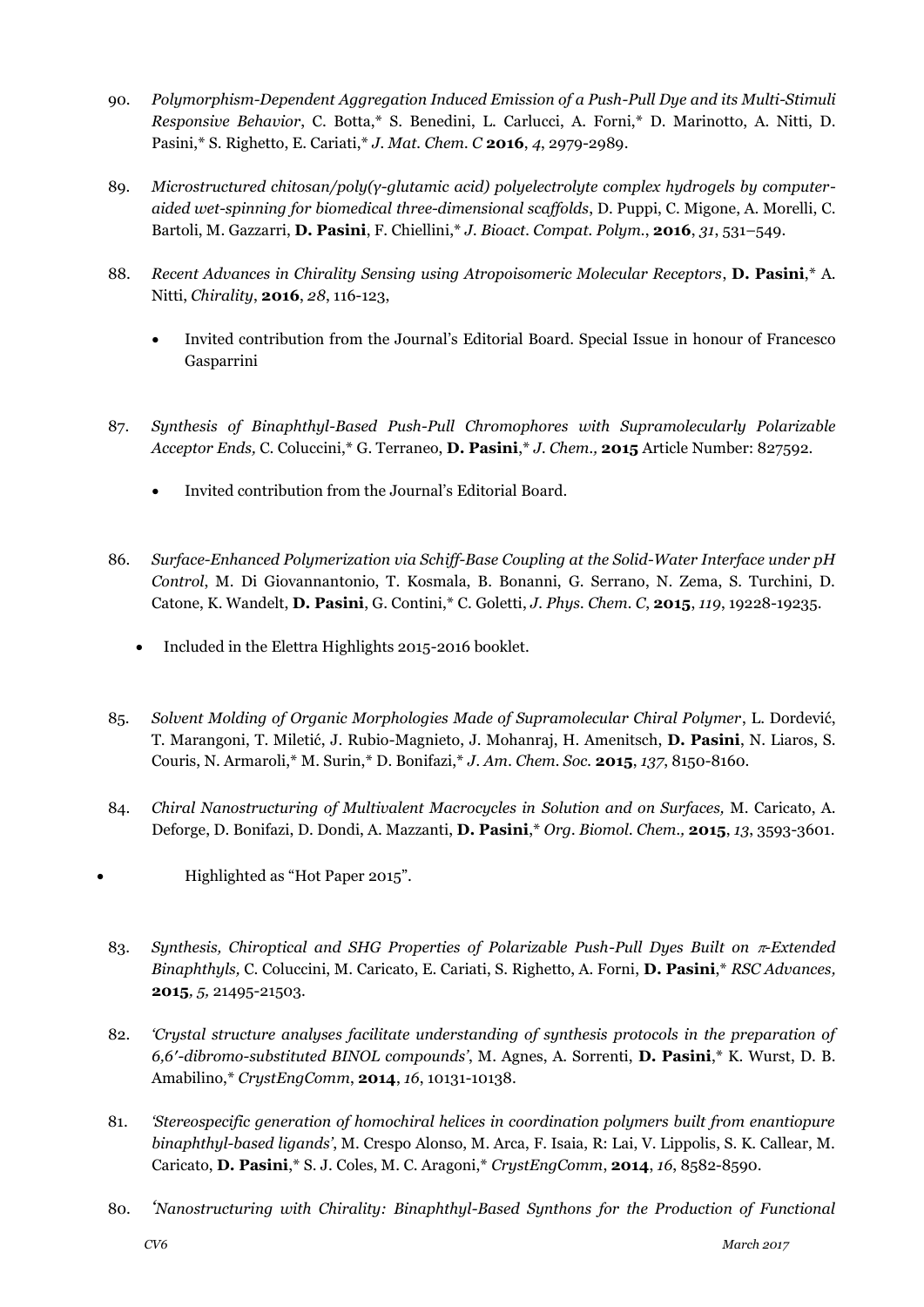90. *Polymorphism-Dependent Aggregation Induced Emission of a Push-Pull Dye and its Multi-Stimuli Responsive Behavior*, C. Botta,* S. Benedini, L. Carlucci, A. Forni,* D. Marinotto, A. Nitti, D. Pasini,* S. Righetto, E. Cariati,* *J. Mat. Chem. C* **2016**, *4*, 2979-2989.

89. *Microstructured chitosan/poly(γ-glutamic acid) polyelectrolyte complex hydrogels by computer-aided wet-spinning for biomedical three-dimensional scaffolds*, D. Puppi, C. Migone, A. Morelli, C. Bartoli, M. Gazzarri, **D. Pasini**, F. Chiellini,* *J. Bioact. Compat. Polym.*, **2016**, *31*, 531–549.

88. *Recent Advances in Chirality Sensing using Atropoisomeric Molecular Receptors*, **D. Pasini**,* A. Nitti, *Chirality*, **2016**, *28*, 116-123,

    - Invited contribution from the Journal's Editorial Board. Special Issue in honour of Francesco Gasparrini

87. *Synthesis of Binaphthyl-Based Push-Pull Chromophores with Supramolecularly Polarizable Acceptor Ends,* C. Coluccini,* G. Terraneo, **D. Pasini**,* *J. Chem.,* **2015** Article Number: 827592.

    - Invited contribution from the Journal's Editorial Board.

86. *Surface-Enhanced Polymerization via Schiff-Base Coupling at the Solid-Water Interface under pH Control*, M. Di Giovannantonio, T. Kosmala, B. Bonanni, G. Serrano, N. Zema, S. Turchini, D. Catone, K. Wandelt, **D. Pasini**, G. Contini,* C. Goletti, *J. Phys. Chem. C*, **2015**, *119*, 19228-19235.

    - Included in the Elettra Highlights 2015-2016 booklet.

85. *Solvent Molding of Organic Morphologies Made of Supramolecular Chiral Polymer*, L. Dordević, T. Marangoni, T. Miletić, J. Rubio-Magnieto, J. Mohanraj, H. Amenitsch, **D. Pasini**, N. Liaros, S. Couris, N. Armaroli,* M. Surin,* D. Bonifazi,* *J. Am. Chem. Soc.* **2015**, *137*, 8150-8160.

84. *Chiral Nanostructuring of Multivalent Macrocycles in Solution and on Surfaces,* M. Caricato, A. Deforge, D. Bonifazi, D. Dondi, A. Mazzanti, **D. Pasini**,* *Org. Biomol. Chem.,* **2015**, *13*, 3593-3601.

    - Highlighted as "Hot Paper 2015".

83. *Synthesis, Chiroptical and SHG Properties of Polarizable Push-Pull Dyes Built on π-Extended Binaphthyls,* C. Coluccini, M. Caricato, E. Cariati, S. Righetto, A. Forni, **D. Pasini**,* *RSC Advances,* **2015**, *5,* 21495-21503.

82. *'Crystal structure analyses facilitate understanding of synthesis protocols in the preparation of 6,6′-dibromo-substituted BINOL compounds'*, M. Agnes, A. Sorrenti, **D. Pasini**,* K. Wurst, D. B. Amabilino,* *CrystEngComm*, **2014**, *16*, 10131-10138.

81. *'Stereospecific generation of homochiral helices in coordination polymers built from enantiopure binaphthyl-based ligands'*, M. Crespo Alonso, M. Arca, F. Isaia, R: Lai, V. Lippolis, S. K. Callear, M. Caricato, **D. Pasini**,* S. J. Coles, M. C. Aragoni,* *CrystEngComm*, **2014**, *16*, 8582-8590.

80. *'Nanostructuring with Chirality: Binaphthyl-Based Synthons for the Production of Functional*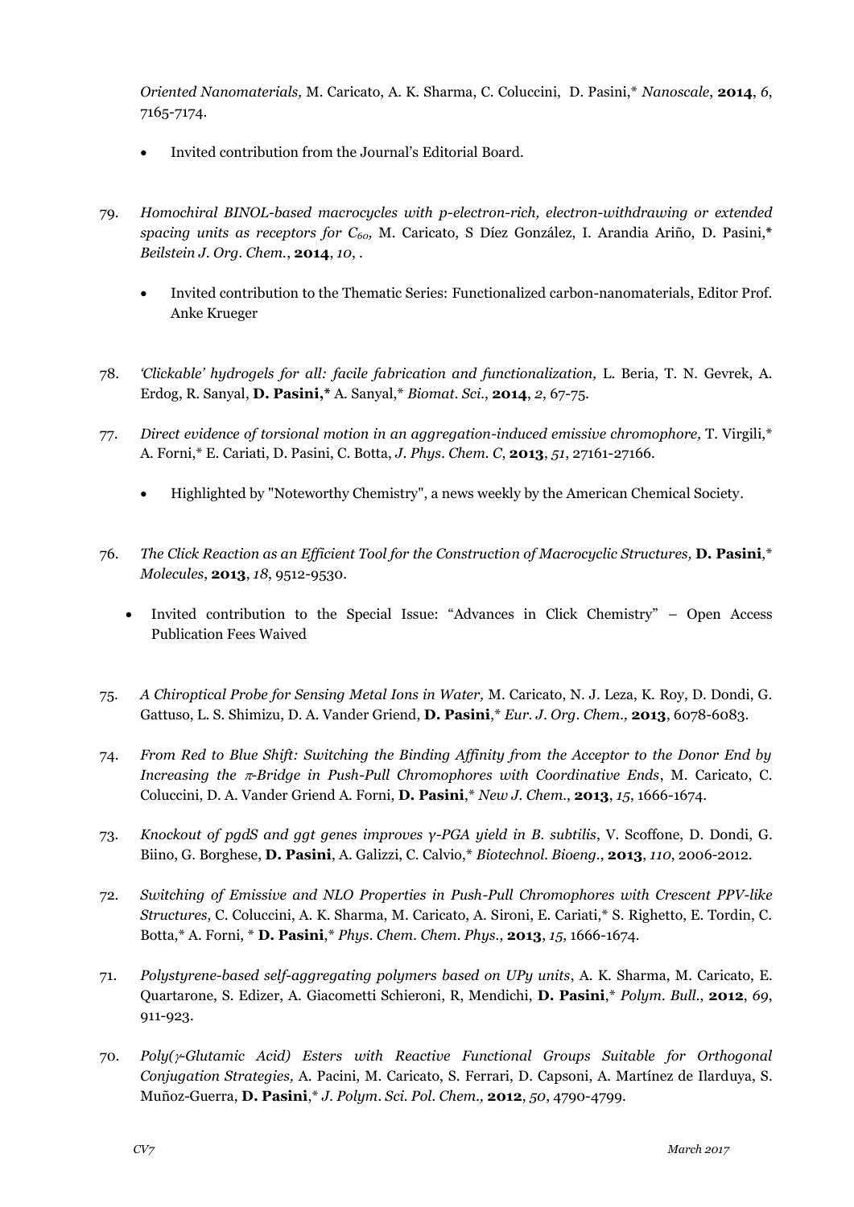*Oriented Nanomaterials,* M. Caricato, A. K. Sharma, C. Coluccini, D. Pasini,* *Nanoscale*, **2014**, *6*, 7165-7174.

- Invited contribution from the Journal's Editorial Board.

79. *Homochiral BINOL-based macrocycles with p-electron-rich, electron-withdrawing or extended spacing units as receptors for $C_{60}$,* M. Caricato, S Díez González, I. Arandia Ariño, D. Pasini,* *Beilstein J. Org. Chem.*, **2014**, *10*, .

    - Invited contribution to the Thematic Series: Functionalized carbon-nanomaterials, Editor Prof. Anke Krueger

78. *'Clickable' hydrogels for all: facile fabrication and functionalization,* L. Beria, T. N. Gevrek, A. Erdog, R. Sanyal, **D. Pasini,*** A. Sanyal,* *Biomat. Sci.*, **2014**, *2*, 67-75.

77. *Direct evidence of torsional motion in an aggregation-induced emissive chromophore,* T. Virgili,* A. Forni,* E. Cariati, D. Pasini, C. Botta, *J. Phys. Chem. C*, **2013**, *51*, 27161-27166.

    - Highlighted by "Noteworthy Chemistry", a news weekly by the American Chemical Society.

76. *The Click Reaction as an Efficient Tool for the Construction of Macrocyclic Structures,* **D. Pasini**,* *Molecules*, **2013**, *18*, 9512-9530.

    - Invited contribution to the Special Issue: "Advances in Click Chemistry" – Open Access Publication Fees Waived

75. *A Chiroptical Probe for Sensing Metal Ions in Water,* M. Caricato, N. J. Leza, K. Roy, D. Dondi, G. Gattuso, L. S. Shimizu, D. A. Vander Griend, **D. Pasini**,* *Eur. J. Org. Chem.,* **2013**, 6078-6083.

74. *From Red to Blue Shift: Switching the Binding Affinity from the Acceptor to the Donor End by Increasing the $\pi$-Bridge in Push-Pull Chromophores with Coordinative Ends*, M. Caricato, C. Coluccini, D. A. Vander Griend A. Forni, **D. Pasini**,* *New J. Chem.*, **2013**, *15*, 1666-1674.

73. *Knockout of pgdS and ggt genes improves γ-PGA yield in B. subtilis*, V. Scoffone, D. Dondi, G. Biino, G. Borghese, **D. Pasini**, A. Galizzi, C. Calvio,* *Biotechnol. Bioeng.*, **2013**, *110*, 2006-2012.

72. *Switching of Emissive and NLO Properties in Push-Pull Chromophores with Crescent PPV-like Structures*, C. Coluccini, A. K. Sharma, M. Caricato, A. Sironi, E. Cariati,* S. Righetto, E. Tordin, C. Botta,* A. Forni, * **D. Pasini**,* *Phys. Chem. Chem. Phys.*, **2013**, *15*, 1666-1674.

71. *Polystyrene-based self-aggregating polymers based on UPy units*, A. K. Sharma, M. Caricato, E. Quartarone, S. Edizer, A. Giacometti Schieroni, R, Mendichi, **D. Pasini**,* *Polym. Bull.*, **2012**, *69*, 911-923.

70. *Poly($\gamma$-Glutamic Acid) Esters with Reactive Functional Groups Suitable for Orthogonal Conjugation Strategies,* A. Pacini, M. Caricato, S. Ferrari, D. Capsoni, A. Martínez de Ilarduya, S. Muñoz-Guerra, **D. Pasini**,* *J. Polym. Sci. Pol. Chem.,* **2012**, *50*, 4790-4799.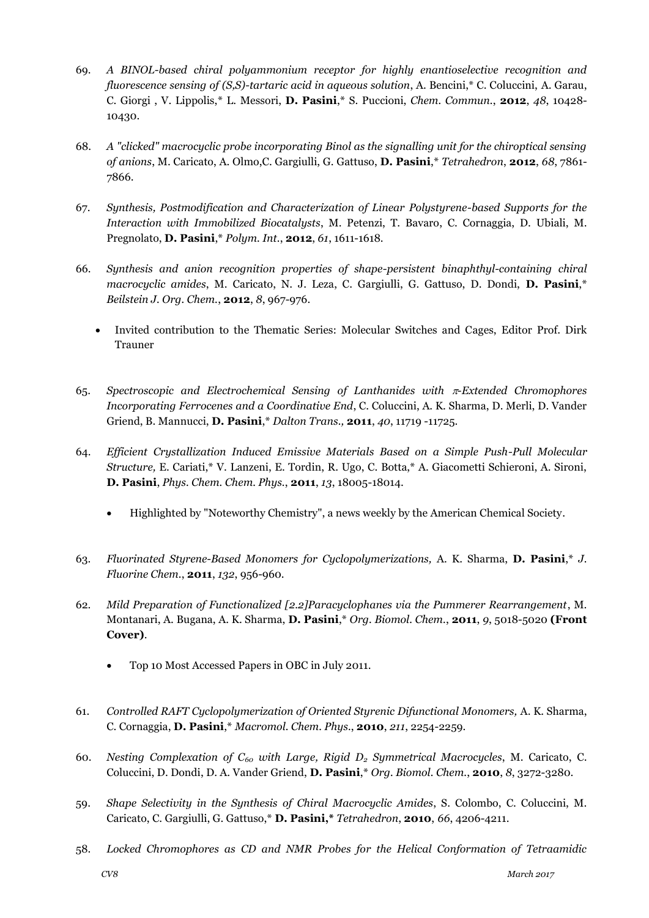69. *A BINOL-based chiral polyammonium receptor for highly enantioselective recognition and fluorescence sensing of (S,S)-tartaric acid in aqueous solution*, A. Bencini,* C. Coluccini, A. Garau, C. Giorgi , V. Lippolis,* L. Messori, **D. Pasini**,* S. Puccioni, *Chem. Commun.*, **2012**, *48*, 10428-10430.

68. *A "clicked" macrocyclic probe incorporating Binol as the signalling unit for the chiroptical sensing of anions*, M. Caricato, A. Olmo,C. Gargiulli, G. Gattuso, **D. Pasini**,* *Tetrahedron*, **2012**, *68*, 7861-7866.

67. *Synthesis, Postmodification and Characterization of Linear Polystyrene-based Supports for the Interaction with Immobilized Biocatalysts*, M. Petenzi, T. Bavaro, C. Cornaggia, D. Ubiali, M. Pregnolato, **D. Pasini**,* *Polym. Int.*, **2012**, *61*, 1611-1618.

66. *Synthesis and anion recognition properties of shape-persistent binaphthyl-containing chiral macrocyclic amides*, M. Caricato, N. J. Leza, C. Gargiulli, G. Gattuso, D. Dondi, **D. Pasini**,* *Beilstein J. Org. Chem.*, **2012**, *8*, 967-976.
    - Invited contribution to the Thematic Series: Molecular Switches and Cages, Editor Prof. Dirk Trauner

65. *Spectroscopic and Electrochemical Sensing of Lanthanides with $\pi$-Extended Chromophores Incorporating Ferrocenes and a Coordinative End*, C. Coluccini, A. K. Sharma, D. Merli, D. Vander Griend, B. Mannucci, **D. Pasini**,* *Dalton Trans.,* **2011**, *40*, 11719 -11725.

64. *Efficient Crystallization Induced Emissive Materials Based on a Simple Push-Pull Molecular Structure,* E. Cariati,* V. Lanzeni, E. Tordin, R. Ugo, C. Botta,* A. Giacometti Schieroni, A. Sironi, **D. Pasini**, *Phys. Chem. Chem. Phys.*, **2011**, *13*, 18005-18014.
    - Highlighted by "Noteworthy Chemistry", a news weekly by the American Chemical Society.

63. *Fluorinated Styrene-Based Monomers for Cyclopolymerizations,* A. K. Sharma, **D. Pasini**,* *J. Fluorine Chem.*, **2011**, *132*, 956-960.

62. *Mild Preparation of Functionalized [2.2]Paracyclophanes via the Pummerer Rearrangement*, M. Montanari, A. Bugana, A. K. Sharma, **D. Pasini**,* *Org. Biomol. Chem.*, **2011**, *9*, 5018-5020 **(Front Cover)**.
    - Top 10 Most Accessed Papers in OBC in July 2011.

61. *Controlled RAFT Cyclopolymerization of Oriented Styrenic Difunctional Monomers,* A. K. Sharma, C. Cornaggia, **D. Pasini**,* *Macromol. Chem. Phys.*, **2010**, *211*, 2254-2259.

60. *Nesting Complexation of $C_{60}$ with Large, Rigid $D_2$ Symmetrical Macrocycles*, M. Caricato, C. Coluccini, D. Dondi, D. A. Vander Griend, **D. Pasini**,* *Org. Biomol. Chem.*, **2010**, *8*, 3272-3280.

59. *Shape Selectivity in the Synthesis of Chiral Macrocyclic Amides*, S. Colombo, C. Coluccini, M. Caricato, C. Gargiulli, G. Gattuso,* **D. Pasini,*** *Tetrahedron*, **2010**, *66*, 4206-4211.

58. *Locked Chromophores as CD and NMR Probes for the Helical Conformation of Tetraamidic*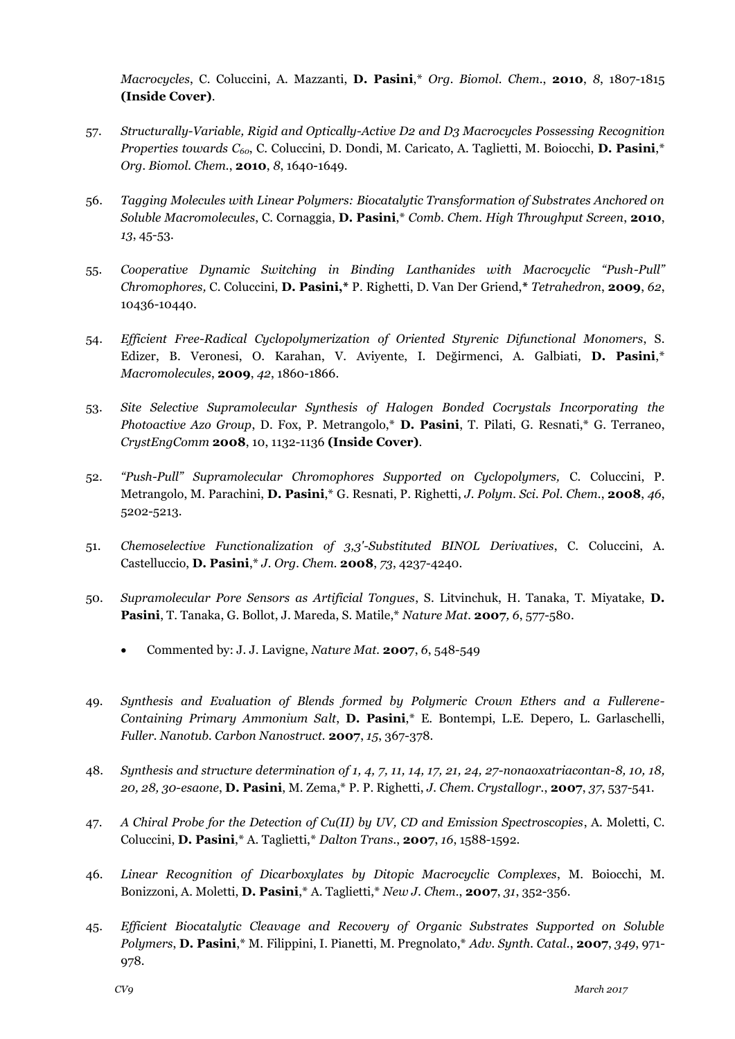*Macrocycles*, C. Coluccini, A. Mazzanti, **D. Pasini**,* *Org. Biomol. Chem.*, **2010**, *8*, 1807-1815 **(Inside Cover)**.

57. *Structurally-Variable, Rigid and Optically-Active D2 and D3 Macrocycles Possessing Recognition Properties towards $C_{60}$*, C. Coluccini, D. Dondi, M. Caricato, A. Taglietti, M. Boiocchi, **D. Pasini**,* *Org. Biomol. Chem.*, **2010**, *8*, 1640-1649.

56. *Tagging Molecules with Linear Polymers: Biocatalytic Transformation of Substrates Anchored on Soluble Macromolecules*, C. Cornaggia, **D. Pasini**,* *Comb. Chem. High Throughput Screen*, **2010**, *13*, 45-53.

55. *Cooperative Dynamic Switching in Binding Lanthanides with Macrocyclic "Push-Pull" Chromophores,* C. Coluccini, **D. Pasini,*** P. Righetti, D. Van Der Griend,* *Tetrahedron*, **2009**, *62*, 10436-10440.

54. *Efficient Free-Radical Cyclopolymerization of Oriented Styrenic Difunctional Monomers*, S. Edizer, B. Veronesi, O. Karahan, V. Aviyente, I. Değirmenci, A. Galbiati, **D. Pasini**,* *Macromolecules*, **2009**, *42*, 1860-1866.

53. *Site Selective Supramolecular Synthesis of Halogen Bonded Cocrystals Incorporating the Photoactive Azo Group*, D. Fox, P. Metrangolo,* **D. Pasini**, T. Pilati, G. Resnati,* G. Terraneo, *CrystEngComm* **2008**, 10, 1132-1136 **(Inside Cover)**.

52. *"Push-Pull" Supramolecular Chromophores Supported on Cyclopolymers,* C. Coluccini, P. Metrangolo, M. Parachini, **D. Pasini**,* G. Resnati, P. Righetti, *J. Polym. Sci. Pol. Chem.*, **2008**, *46*, 5202-5213.

51. *Chemoselective Functionalization of 3,3'-Substituted BINOL Derivatives*, C. Coluccini, A. Castelluccio, **D. Pasini**,* *J. Org. Chem.* **2008**, *73*, 4237-4240.

50. *Supramolecular Pore Sensors as Artificial Tongues*, S. Litvinchuk, H. Tanaka, T. Miyatake, **D. Pasini**, T. Tanaka, G. Bollot, J. Mareda, S. Matile,* *Nature Mat.* **2007***, 6*, 577-580.

    - Commented by: J. J. Lavigne, *Nature Mat.* **2007**, *6*, 548-549

49. *Synthesis and Evaluation of Blends formed by Polymeric Crown Ethers and a Fullerene-Containing Primary Ammonium Salt*, **D. Pasini**,* E. Bontempi, L.E. Depero, L. Garlaschelli, *Fuller. Nanotub. Carbon Nanostruct.* **2007**, *15*, 367-378.

48. *Synthesis and structure determination of 1, 4, 7, 11, 14, 17, 21, 24, 27-nonaoxatriacontan-8, 10, 18, 20, 28, 30-esaone*, **D. Pasini**, M. Zema,* P. P. Righetti, *J. Chem. Crystallogr.*, **2007**, *37*, 537-541.

47. *A Chiral Probe for the Detection of Cu(II) by UV, CD and Emission Spectroscopies*, A. Moletti, C. Coluccini, **D. Pasini**,* A. Taglietti,* *Dalton Trans.*, **2007**, *16*, 1588-1592.

46. *Linear Recognition of Dicarboxylates by Ditopic Macrocyclic Complexes*, M. Boiocchi, M. Bonizzoni, A. Moletti, **D. Pasini**,* A. Taglietti,* *New J. Chem.*, **2007**, *31*, 352-356.

45. *Efficient Biocatalytic Cleavage and Recovery of Organic Substrates Supported on Soluble Polymers*, **D. Pasini**,* M. Filippini, I. Pianetti, M. Pregnolato,* *Adv. Synth. Catal.*, **2007**, *349*, 971-978.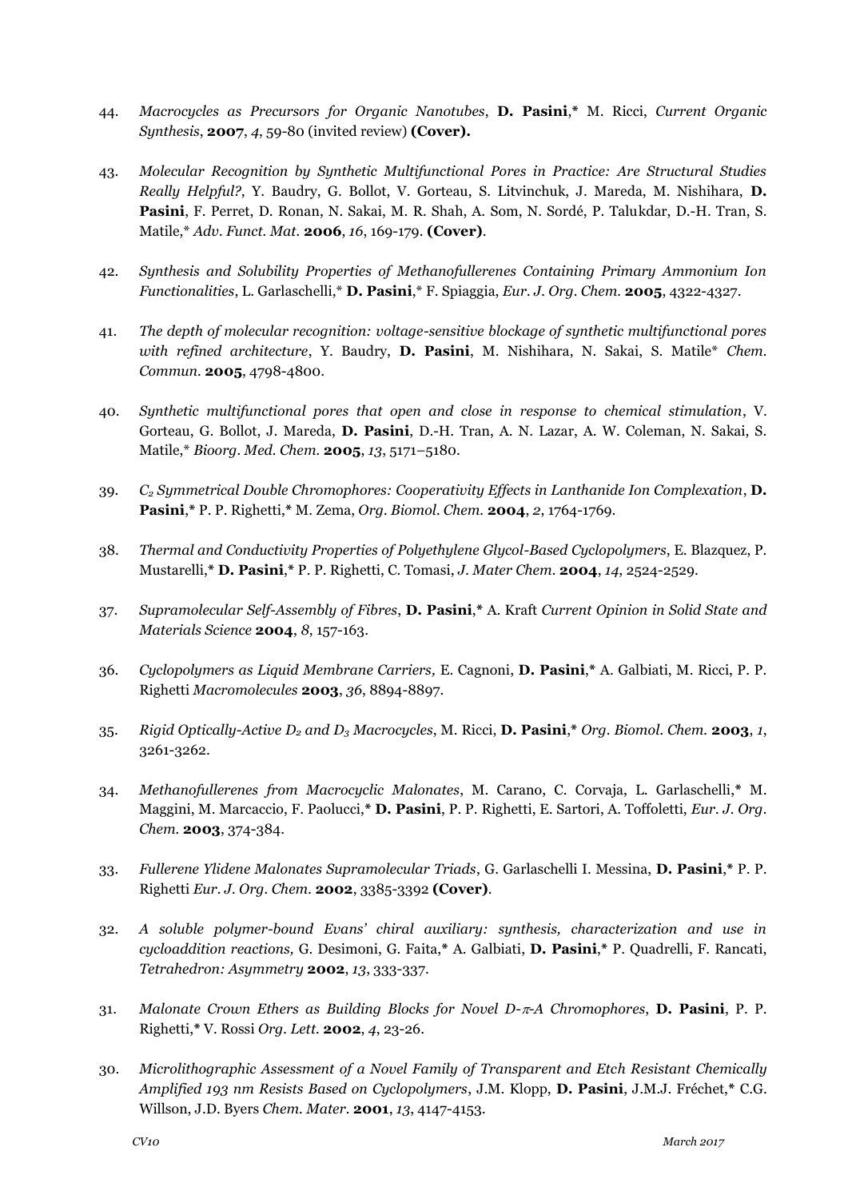44. *Macrocycles as Precursors for Organic Nanotubes*, **D. Pasini**,* M. Ricci, *Current Organic Synthesis*, **2007**, *4*, 59-80 (invited review) **(Cover).**

43. *Molecular Recognition by Synthetic Multifunctional Pores in Practice: Are Structural Studies Really Helpful?*, Y. Baudry, G. Bollot, V. Gorteau, S. Litvinchuk, J. Mareda, M. Nishihara, **D. Pasini**, F. Perret, D. Ronan, N. Sakai, M. R. Shah, A. Som, N. Sordé, P. Talukdar, D.-H. Tran, S. Matile,* *Adv. Funct. Mat.* **2006**, *16*, 169-179. **(Cover)**.

42. *Synthesis and Solubility Properties of Methanofullerenes Containing Primary Ammonium Ion Functionalities*, L. Garlaschelli,* **D. Pasini**,* F. Spiaggia, *Eur. J. Org. Chem.* **2005**, 4322-4327.

41. *The depth of molecular recognition: voltage-sensitive blockage of synthetic multifunctional pores with refined architecture*, Y. Baudry, **D. Pasini**, M. Nishihara, N. Sakai, S. Matile* *Chem. Commun.* **2005**, 4798-4800.

40. *Synthetic multifunctional pores that open and close in response to chemical stimulation*, V. Gorteau, G. Bollot, J. Mareda, **D. Pasini**, D.-H. Tran, A. N. Lazar, A. W. Coleman, N. Sakai, S. Matile,* *Bioorg. Med. Chem.* **2005**, *13*, 5171–5180.

39. *$C_2$ Symmetrical Double Chromophores: Cooperativity Effects in Lanthanide Ion Complexation*, **D. Pasini**,* P. P. Righetti,* M. Zema, *Org. Biomol. Chem.* **2004**, *2*, 1764-1769.

38. *Thermal and Conductivity Properties of Polyethylene Glycol-Based Cyclopolymers*, E. Blazquez, P. Mustarelli,* **D. Pasini**,* P. P. Righetti, C. Tomasi, *J. Mater Chem.* **2004**, *14*, 2524-2529.

37. *Supramolecular Self-Assembly of Fibres*, **D. Pasini**,* A. Kraft *Current Opinion in Solid State and Materials Science* **2004**, *8*, 157-163.

36. *Cyclopolymers as Liquid Membrane Carriers,* E. Cagnoni, **D. Pasini**,* A. Galbiati, M. Ricci, P. P. Righetti *Macromolecules* **2003**, *36*, 8894-8897.

35. *Rigid Optically-Active $D_2$ and $D_3$ Macrocycles*, M. Ricci, **D. Pasini**,* *Org. Biomol. Chem.* **2003**, *1*, 3261-3262.

34. *Methanofullerenes from Macrocyclic Malonates*, M. Carano, C. Corvaja, L. Garlaschelli,* M. Maggini, M. Marcaccio, F. Paolucci,* **D. Pasini**, P. P. Righetti, E. Sartori, A. Toffoletti, *Eur. J. Org. Chem.* **2003**, 374-384.

33. *Fullerene Ylidene Malonates Supramolecular Triads*, G. Garlaschelli I. Messina, **D. Pasini**,* P. P. Righetti *Eur. J. Org. Chem.* **2002**, 3385-3392 **(Cover)**.

32. *A soluble polymer-bound Evans' chiral auxiliary: synthesis, characterization and use in cycloaddition reactions,* G. Desimoni, G. Faita,* A. Galbiati, **D. Pasini**,* P. Quadrelli, F. Rancati, *Tetrahedron: Asymmetry* **2002**, *13*, 333-337.

31. *Malonate Crown Ethers as Building Blocks for Novel D-$\pi$-A Chromophores*, **D. Pasini**, P. P. Righetti,* V. Rossi *Org. Lett.* **2002**, *4*, 23-26.

30. *Microlithographic Assessment of a Novel Family of Transparent and Etch Resistant Chemically Amplified 193 nm Resists Based on Cyclopolymers*, J.M. Klopp, **D. Pasini**, J.M.J. Fréchet,* C.G. Willson, J.D. Byers *Chem. Mater.* **2001**, *13*, 4147-4153.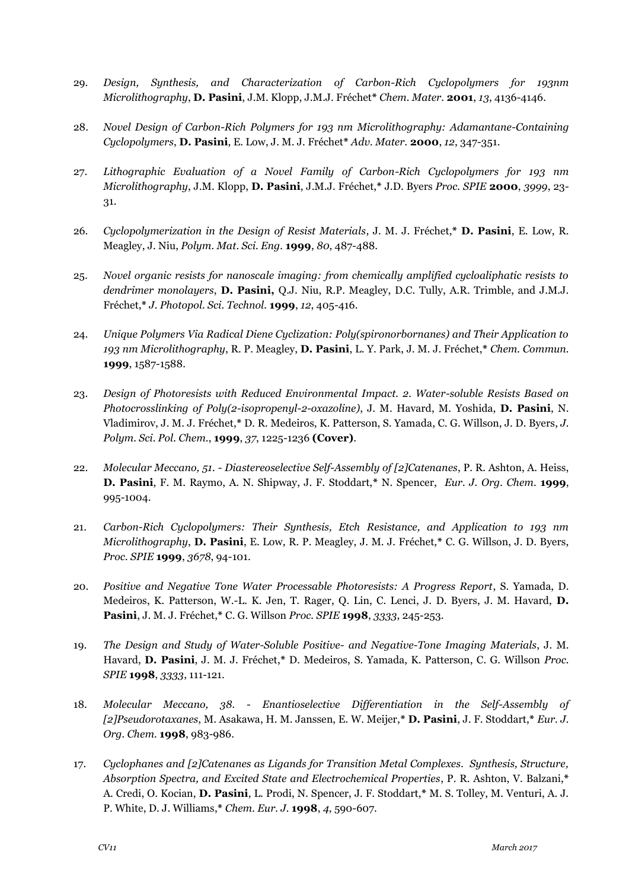29. *Design, Synthesis, and Characterization of Carbon-Rich Cyclopolymers for 193nm Microlithography*, **D. Pasini**, J.M. Klopp, J.M.J. Fréchet* *Chem. Mater.* **2001**, *13*, 4136-4146.

28. *Novel Design of Carbon-Rich Polymers for 193 nm Microlithography: Adamantane-Containing Cyclopolymers*, **D. Pasini**, E. Low, J. M. J. Fréchet* *Adv. Mater.* **2000**, *12*, 347-351.

27. *Lithographic Evaluation of a Novel Family of Carbon-Rich Cyclopolymers for 193 nm Microlithography*, J.M. Klopp, **D. Pasini**, J.M.J. Fréchet,* J.D. Byers *Proc. SPIE* **2000**, *3999*, 23-31.

26. *Cyclopolymerization in the Design of Resist Materials*, J. M. J. Fréchet,* **D. Pasini**, E. Low, R. Meagley, J. Niu, *Polym. Mat. Sci. Eng.* **1999**, *80*, 487-488.

25. *Novel organic resists for nanoscale imaging: from chemically amplified cycloaliphatic resists to dendrimer monolayers*, **D. Pasini,** Q.J. Niu, R.P. Meagley, D.C. Tully, A.R. Trimble, and J.M.J. Fréchet,* *J. Photopol. Sci. Technol.* **1999**, *12*, 405-416.

24. *Unique Polymers Via Radical Diene Cyclization: Poly(spironorbornanes) and Their Application to 193 nm Microlithography*, R. P. Meagley, **D. Pasini**, L. Y. Park, J. M. J. Fréchet,* *Chem. Commun.* **1999**, 1587-1588.

23. *Design of Photoresists with Reduced Environmental Impact. 2. Water-soluble Resists Based on Photocrosslinking of Poly(2-isopropenyl-2-oxazoline)*, J. M. Havard, M. Yoshida, **D. Pasini**, N. Vladimirov, J. M. J. Fréchet,* D. R. Medeiros, K. Patterson, S. Yamada, C. G. Willson, J. D. Byers, *J. Polym. Sci. Pol. Chem.*, **1999**, *37*, 1225-1236 **(Cover)**.

22. *Molecular Meccano, 51. - Diastereoselective Self-Assembly of [2]Catenanes*, P. R. Ashton, A. Heiss, **D. Pasini**, F. M. Raymo, A. N. Shipway, J. F. Stoddart,* N. Spencer, *Eur. J. Org. Chem.* **1999**, 995-1004.

21. *Carbon-Rich Cyclopolymers: Their Synthesis, Etch Resistance, and Application to 193 nm Microlithography*, **D. Pasini**, E. Low, R. P. Meagley, J. M. J. Fréchet,* C. G. Willson, J. D. Byers, *Proc. SPIE* **1999**, *3678*, 94-101.

20. *Positive and Negative Tone Water Processable Photoresists: A Progress Report*, S. Yamada, D. Medeiros, K. Patterson, W.-L. K. Jen, T. Rager, Q. Lin, C. Lenci, J. D. Byers, J. M. Havard, **D. Pasini**, J. M. J. Fréchet,* C. G. Willson *Proc. SPIE* **1998**, *3333*, 245-253.

19. *The Design and Study of Water-Soluble Positive- and Negative-Tone Imaging Materials*, J. M. Havard, **D. Pasini**, J. M. J. Fréchet,* D. Medeiros, S. Yamada, K. Patterson, C. G. Willson *Proc. SPIE* **1998**, *3333*, 111-121.

18. *Molecular Meccano, 38. - Enantioselective Differentiation in the Self-Assembly of [2]Pseudorotaxanes*, M. Asakawa, H. M. Janssen, E. W. Meijer,* **D. Pasini**, J. F. Stoddart,* *Eur. J. Org. Chem.* **1998**, 983-986.

17. *Cyclophanes and [2]Catenanes as Ligands for Transition Metal Complexes. Synthesis, Structure, Absorption Spectra, and Excited State and Electrochemical Properties*, P. R. Ashton, V. Balzani,* A. Credi, O. Kocian, **D. Pasini**, L. Prodi, N. Spencer, J. F. Stoddart,* M. S. Tolley, M. Venturi, A. J. P. White, D. J. Williams,* *Chem. Eur. J.* **1998**, *4*, 590-607.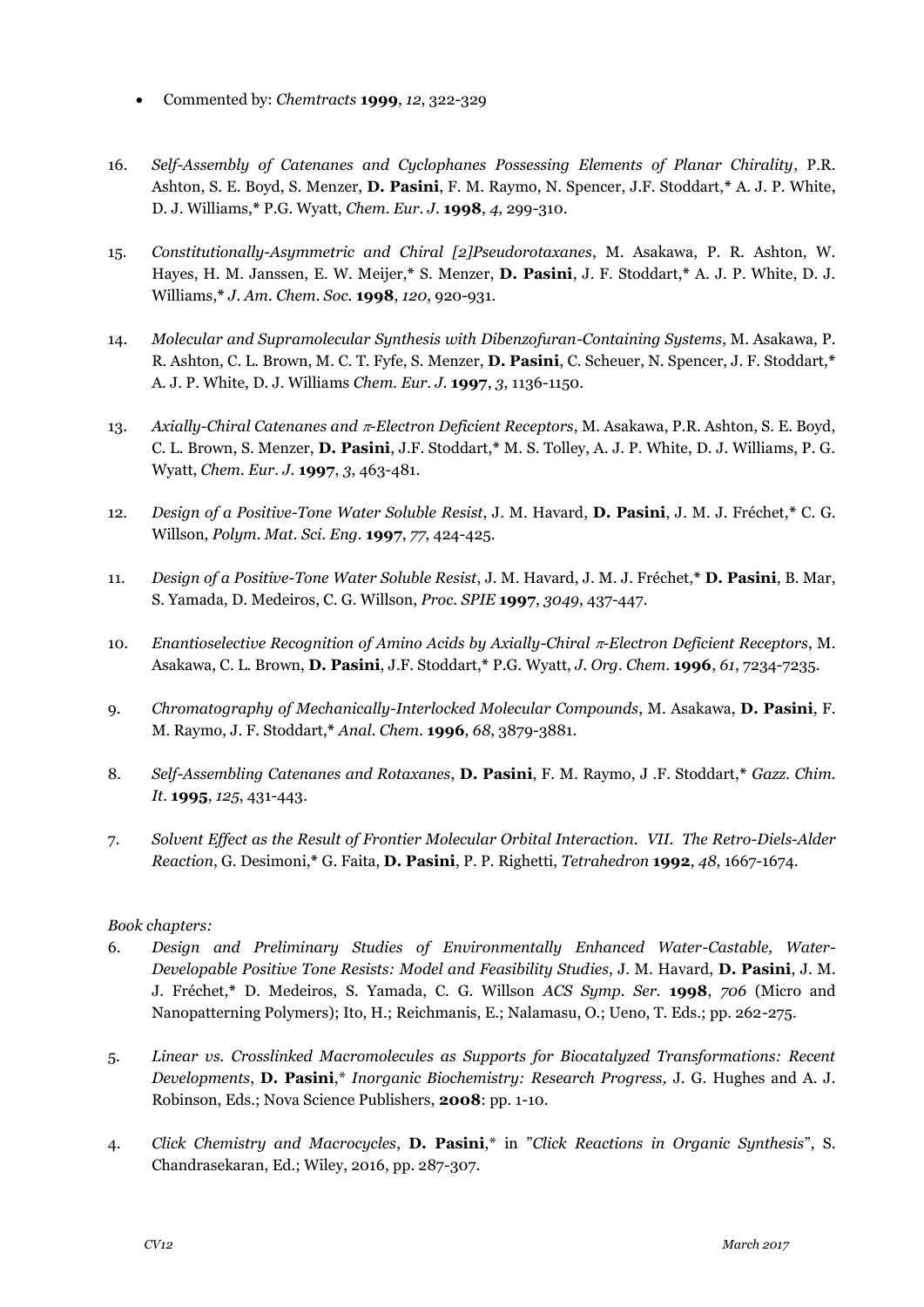- Commented by: *Chemtracts* **1999**, *12*, 322-329

16. *Self-Assembly of Catenanes and Cyclophanes Possessing Elements of Planar Chirality*, P.R. Ashton, S. E. Boyd, S. Menzer, **D. Pasini**, F. M. Raymo, N. Spencer, J.F. Stoddart,* A. J. P. White, D. J. Williams,* P.G. Wyatt, *Chem. Eur. J.* **1998**, *4*, 299-310.

15. *Constitutionally-Asymmetric and Chiral [2]Pseudorotaxanes*, M. Asakawa, P. R. Ashton, W. Hayes, H. M. Janssen, E. W. Meijer,* S. Menzer, **D. Pasini**, J. F. Stoddart,* A. J. P. White, D. J. Williams,* *J. Am. Chem. Soc.* **1998**, *120*, 920-931.

14. *Molecular and Supramolecular Synthesis with Dibenzofuran-Containing Systems*, M. Asakawa, P. R. Ashton, C. L. Brown, M. C. T. Fyfe, S. Menzer, **D. Pasini**, C. Scheuer, N. Spencer, J. F. Stoddart,* A. J. P. White, D. J. Williams *Chem. Eur. J.* **1997**, *3*, 1136-1150.

13. *Axially-Chiral Catenanes and $\pi$-Electron Deficient Receptors*, M. Asakawa, P.R. Ashton, S. E. Boyd, C. L. Brown, S. Menzer, **D. Pasini**, J.F. Stoddart,* M. S. Tolley, A. J. P. White, D. J. Williams, P. G. Wyatt, *Chem. Eur. J.* **1997**, *3*, 463-481.

12. *Design of a Positive-Tone Water Soluble Resist*, J. M. Havard, **D. Pasini**, J. M. J. Fréchet,* C. G. Willson, *Polym. Mat. Sci. Eng.* **1997**, *77*, 424-425.

11. *Design of a Positive-Tone Water Soluble Resist*, J. M. Havard, J. M. J. Fréchet,* **D. Pasini**, B. Mar, S. Yamada, D. Medeiros, C. G. Willson, *Proc. SPIE* **1997**, *3049*, 437-447.

10. *Enantioselective Recognition of Amino Acids by Axially-Chiral $\pi$-Electron Deficient Receptors*, M. Asakawa, C. L. Brown, **D. Pasini**, J.F. Stoddart,* P.G. Wyatt, *J. Org. Chem.* **1996**, *61*, 7234-7235.

9. *Chromatography of Mechanically-Interlocked Molecular Compounds*, M. Asakawa, **D. Pasini**, F. M. Raymo, J. F. Stoddart,* *Anal. Chem.* **1996**, *68*, 3879-3881.

8. *Self-Assembling Catenanes and Rotaxanes*, **D. Pasini**, F. M. Raymo, J .F. Stoddart,* *Gazz. Chim. It.* **1995**, *125*, 431-443.

7. *Solvent Effect as the Result of Frontier Molecular Orbital Interaction. VII. The Retro-Diels-Alder Reaction*, G. Desimoni,* G. Faita, **D. Pasini**, P. P. Righetti, *Tetrahedron* **1992**, *48*, 1667-1674.

*Book chapters:*

6. *Design and Preliminary Studies of Environmentally Enhanced Water-Castable, Water-Developable Positive Tone Resists: Model and Feasibility Studies*, J. M. Havard, **D. Pasini**, J. M. J. Fréchet,* D. Medeiros, S. Yamada, C. G. Willson *ACS Symp. Ser.* **1998**, *706* (Micro and Nanopatterning Polymers); Ito, H.; Reichmanis, E.; Nalamasu, O.; Ueno, T. Eds.; pp. 262-275.

5. *Linear vs. Crosslinked Macromolecules as Supports for Biocatalyzed Transformations: Recent Developments*, **D. Pasini**,* *Inorganic Biochemistry: Research Progress,* J. G. Hughes and A. J. Robinson, Eds.; Nova Science Publishers, **2008**: pp. 1-10.

4. *Click Chemistry and Macrocycles*, **D. Pasini**,* in "*Click Reactions in Organic Synthesis*", S. Chandrasekaran, Ed.; Wiley, 2016, pp. 287-307.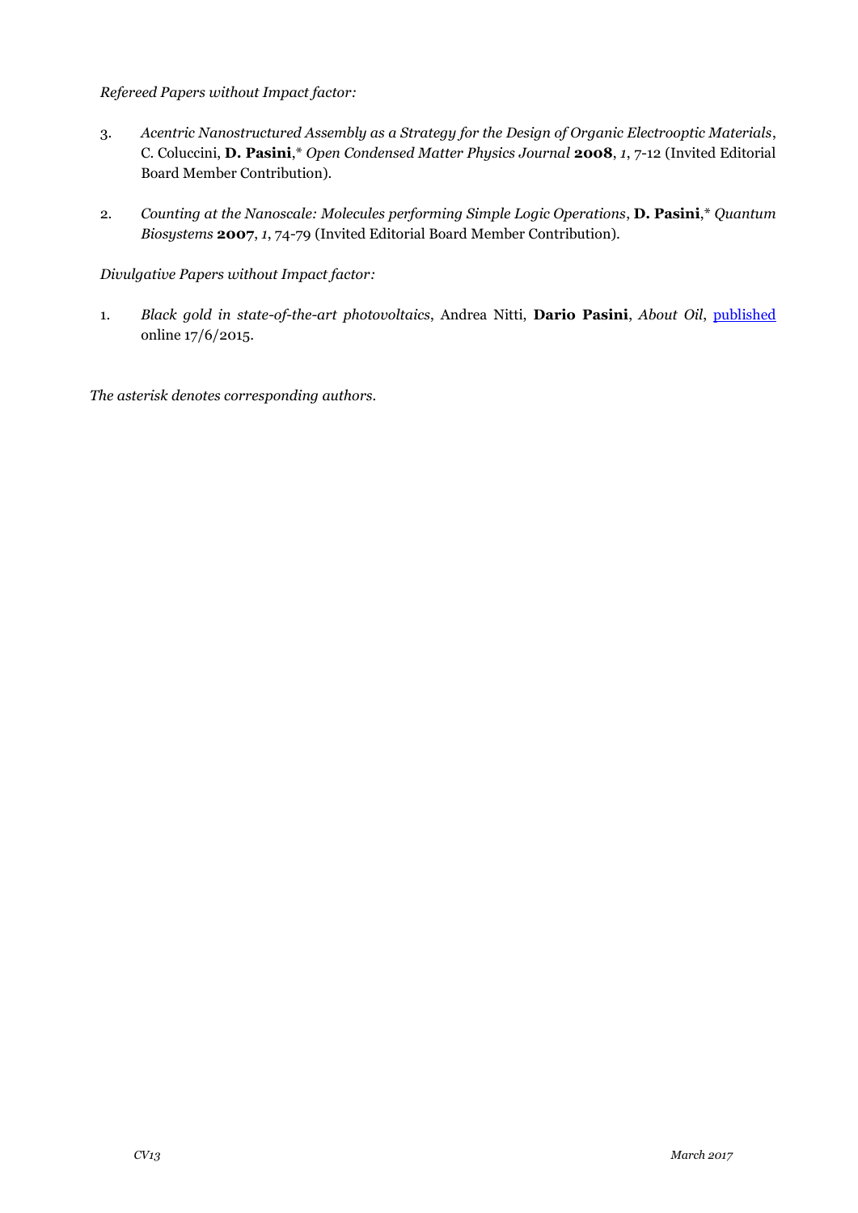*Refereed Papers without Impact factor:*

3. *Acentric Nanostructured Assembly as a Strategy for the Design of Organic Electrooptic Materials*, C. Coluccini, **D. Pasini**,* *Open Condensed Matter Physics Journal* **2008**, *1*, 7-12 (Invited Editorial Board Member Contribution).

2. *Counting at the Nanoscale: Molecules performing Simple Logic Operations*, **D. Pasini**,* *Quantum Biosystems* **2007**, *1*, 74-79 (Invited Editorial Board Member Contribution).

*Divulgative Papers without Impact factor:*

1. *Black gold in state-of-the-art photovoltaics*, Andrea Nitti, **Dario Pasini**, *About Oil*, published online 17/6/2015.

*The asterisk denotes corresponding authors.*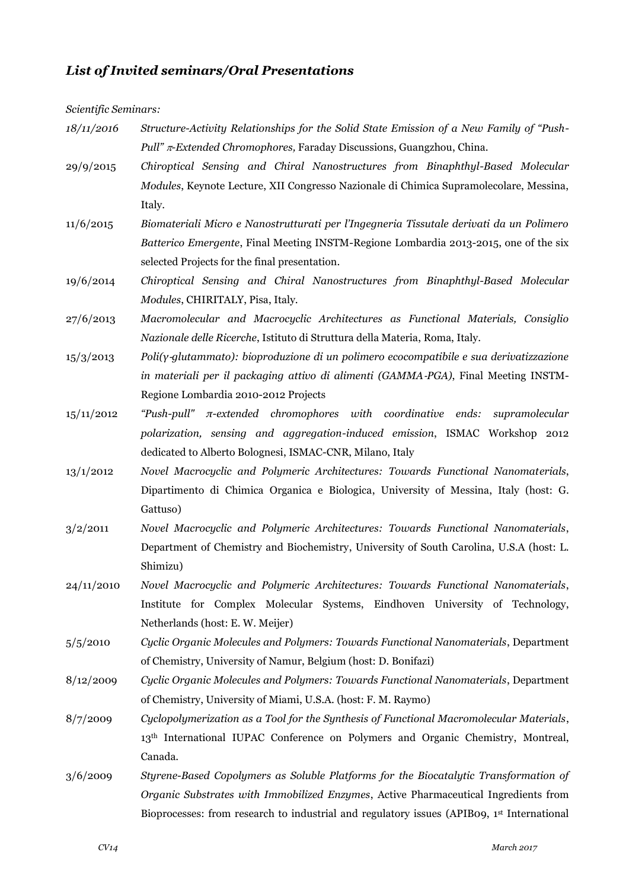## *List of Invited seminars/Oral Presentations*

*Scientific Seminars:*

*18/11/2016* *Structure-Activity Relationships for the Solid State Emission of a New Family of "Push-Pull" π-Extended Chromophores,* Faraday Discussions, Guangzhou, China.

29/9/2015 *Chiroptical Sensing and Chiral Nanostructures from Binaphthyl-Based Molecular Modules*, Keynote Lecture, XII Congresso Nazionale di Chimica Supramolecolare, Messina, Italy.

11/6/2015 *Biomateriali Micro e Nanostrutturati per l'Ingegneria Tissutale derivati da un Polimero Batterico Emergente*, Final Meeting INSTM-Regione Lombardia 2013-2015, one of the six selected Projects for the final presentation.

19/6/2014 *Chiroptical Sensing and Chiral Nanostructures from Binaphthyl-Based Molecular Modules*, CHIRITALY, Pisa, Italy.

27/6/2013 *Macromolecular and Macrocyclic Architectures as Functional Materials, Consiglio Nazionale delle Ricerche*, Istituto di Struttura della Materia, Roma, Italy.

15/3/2013 *Poli(γ-glutammato): bioproduzione di un polimero ecocompatibile e sua derivatizzazione in materiali per il packaging attivo di alimenti (GAMMA-PGA)*, Final Meeting INSTM-Regione Lombardia 2010-2012 Projects

15/11/2012 *"Push-pull" π-extended chromophores with coordinative ends: supramolecular polarization, sensing and aggregation-induced emission*, ISMAC Workshop 2012 dedicated to Alberto Bolognesi, ISMAC-CNR, Milano, Italy

13/1/2012 *Novel Macrocyclic and Polymeric Architectures: Towards Functional Nanomaterials*, Dipartimento di Chimica Organica e Biologica, University of Messina, Italy (host: G. Gattuso)

3/2/2011 *Novel Macrocyclic and Polymeric Architectures: Towards Functional Nanomaterials*, Department of Chemistry and Biochemistry, University of South Carolina, U.S.A (host: L. Shimizu)

24/11/2010 *Novel Macrocyclic and Polymeric Architectures: Towards Functional Nanomaterials*, Institute for Complex Molecular Systems, Eindhoven University of Technology, Netherlands (host: E. W. Meijer)

5/5/2010 *Cyclic Organic Molecules and Polymers: Towards Functional Nanomaterials*, Department of Chemistry, University of Namur, Belgium (host: D. Bonifazi)

8/12/2009 *Cyclic Organic Molecules and Polymers: Towards Functional Nanomaterials*, Department of Chemistry, University of Miami, U.S.A. (host: F. M. Raymo)

8/7/2009 *Cyclopolymerization as a Tool for the Synthesis of Functional Macromolecular Materials*, 13th International IUPAC Conference on Polymers and Organic Chemistry, Montreal, Canada.

3/6/2009 *Styrene-Based Copolymers as Soluble Platforms for the Biocatalytic Transformation of Organic Substrates with Immobilized Enzymes*, Active Pharmaceutical Ingredients from Bioprocesses: from research to industrial and regulatory issues (APIB09, 1st International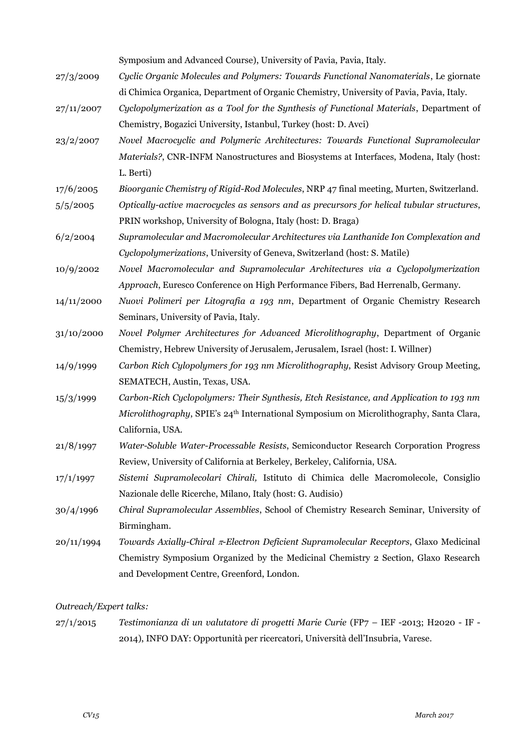Symposium and Advanced Course), University of Pavia, Pavia, Italy.

27/3/2009 *Cyclic Organic Molecules and Polymers: Towards Functional Nanomaterials*, Le giornate di Chimica Organica, Department of Organic Chemistry, University of Pavia, Pavia, Italy.

27/11/2007 *Cyclopolymerization as a Tool for the Synthesis of Functional Materials*, Department of Chemistry, Bogazici University, Istanbul, Turkey (host: D. Avci)

23/2/2007 *Novel Macrocyclic and Polymeric Architectures: Towards Functional Supramolecular Materials?*, CNR-INFM Nanostructures and Biosystems at Interfaces, Modena, Italy (host: L. Berti)

17/6/2005 *Bioorganic Chemistry of Rigid-Rod Molecules*, NRP 47 final meeting, Murten, Switzerland.

5/5/2005 *Optically-active macrocycles as sensors and as precursors for helical tubular structures*, PRIN workshop, University of Bologna, Italy (host: D. Braga)

6/2/2004 *Supramolecular and Macromolecular Architectures via Lanthanide Ion Complexation and Cyclopolymerizations*, University of Geneva, Switzerland (host: S. Matile)

10/9/2002 *Novel Macromolecular and Supramolecular Architectures via a Cyclopolymerization Approach*, Euresco Conference on High Performance Fibers, Bad Herrenalb, Germany.

14/11/2000 *Nuovi Polimeri per Litografia a 193 nm*, Department of Organic Chemistry Research Seminars, University of Pavia, Italy.

31/10/2000 *Novel Polymer Architectures for Advanced Microlithography*, Department of Organic Chemistry, Hebrew University of Jerusalem, Jerusalem, Israel (host: I. Willner)

14/9/1999 *Carbon Rich Cylopolymers for 193 nm Microlithography*, Resist Advisory Group Meeting, SEMATECH, Austin, Texas, USA.

15/3/1999 *Carbon-Rich Cyclopolymers: Their Synthesis, Etch Resistance, and Application to 193 nm Microlithography*, SPIE's 24th International Symposium on Microlithography, Santa Clara, California, USA.

21/8/1997 *Water-Soluble Water-Processable Resists*, Semiconductor Research Corporation Progress Review, University of California at Berkeley, Berkeley, California, USA.

17/1/1997 *Sistemi Supramolecolari Chirali,* Istituto di Chimica delle Macromolecole, Consiglio Nazionale delle Ricerche, Milano, Italy (host: G. Audisio)

30/4/1996 *Chiral Supramolecular Assemblies*, School of Chemistry Research Seminar, University of Birmingham.

20/11/1994 *Towards Axially-Chiral $\pi$-Electron Deficient Supramolecular Receptors*, Glaxo Medicinal Chemistry Symposium Organized by the Medicinal Chemistry 2 Section, Glaxo Research and Development Centre, Greenford, London.

*Outreach/Expert talks:*

27/1/2015 *Testimonianza di un valutatore di progetti Marie Curie* (FP7 – IEF -2013; H2020 - IF - 2014), INFO DAY: Opportunità per ricercatori, Università dell'Insubria, Varese.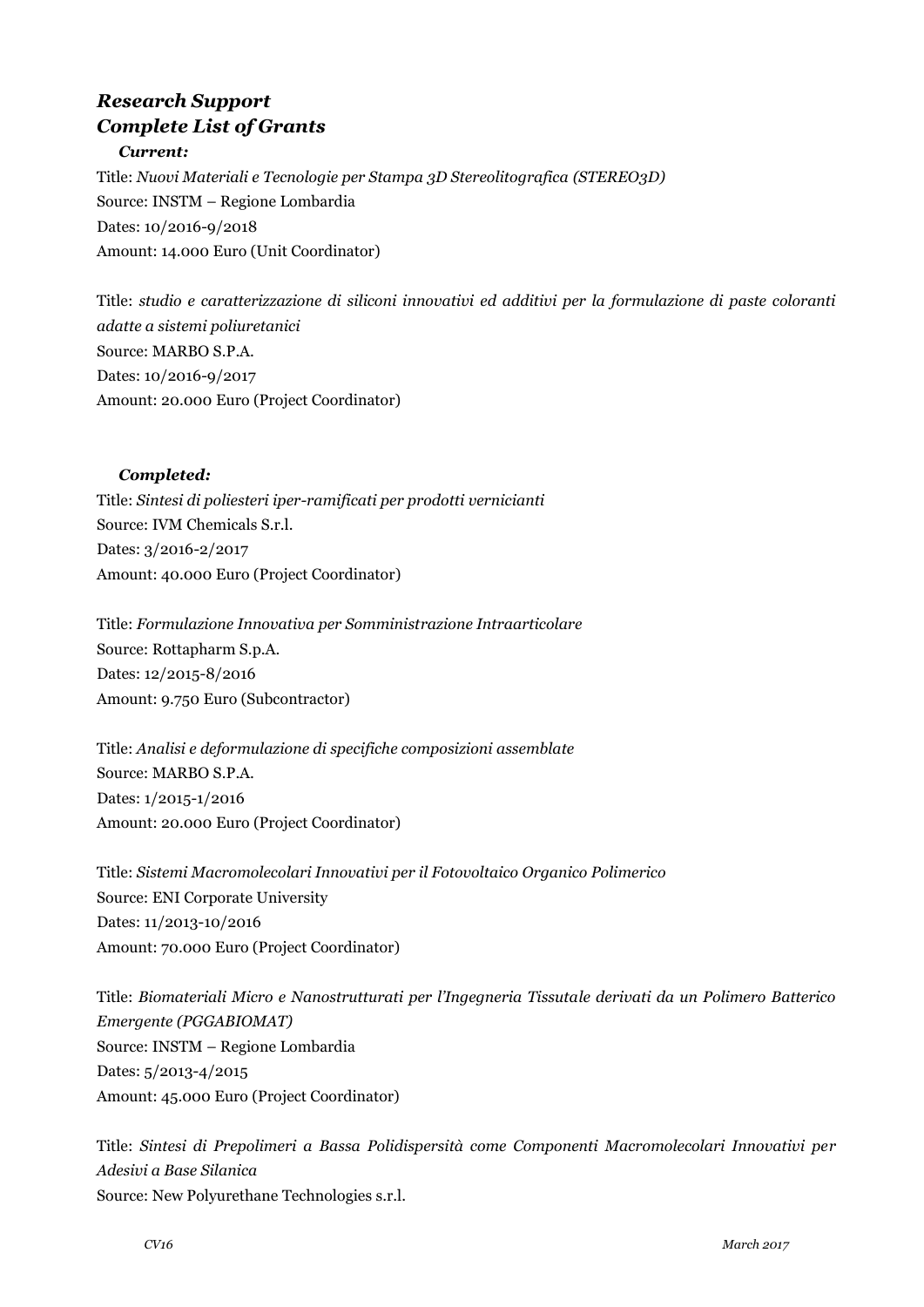## ***Research Support***
## ***Complete List of Grants***

***Current:***

Title: *Nuovi Materiali e Tecnologie per Stampa 3D Stereolitografica (STEREO3D)*
Source: INSTM – Regione Lombardia
Dates: 10/2016-9/2018
Amount: 14.000 Euro (Unit Coordinator)

Title: *studio e caratterizzazione di siliconi innovativi ed additivi per la formulazione di paste coloranti adatte a sistemi poliuretanici*
Source: MARBO S.P.A.
Dates: 10/2016-9/2017
Amount: 20.000 Euro (Project Coordinator)

***Completed:***

Title: *Sintesi di poliesteri iper-ramificati per prodotti vernicianti*
Source: IVM Chemicals S.r.l.
Dates: 3/2016-2/2017
Amount: 40.000 Euro (Project Coordinator)

Title: *Formulazione Innovativa per Somministrazione Intraarticolare*
Source: Rottapharm S.p.A.
Dates: 12/2015-8/2016
Amount: 9.750 Euro (Subcontractor)

Title: *Analisi e deformulazione di specifiche composizioni assemblate*
Source: MARBO S.P.A.
Dates: 1/2015-1/2016
Amount: 20.000 Euro (Project Coordinator)

Title: *Sistemi Macromolecolari Innovativi per il Fotovoltaico Organico Polimerico*
Source: ENI Corporate University
Dates: 11/2013-10/2016
Amount: 70.000 Euro (Project Coordinator)

Title: *Biomateriali Micro e Nanostrutturati per l'Ingegneria Tissutale derivati da un Polimero Batterico Emergente (PGGABIOMAT)*
Source: INSTM – Regione Lombardia
Dates: 5/2013-4/2015
Amount: 45.000 Euro (Project Coordinator)

Title: *Sintesi di Prepolimeri a Bassa Polidispersità come Componenti Macromolecolari Innovativi per Adesivi a Base Silanica*
Source: New Polyurethane Technologies s.r.l.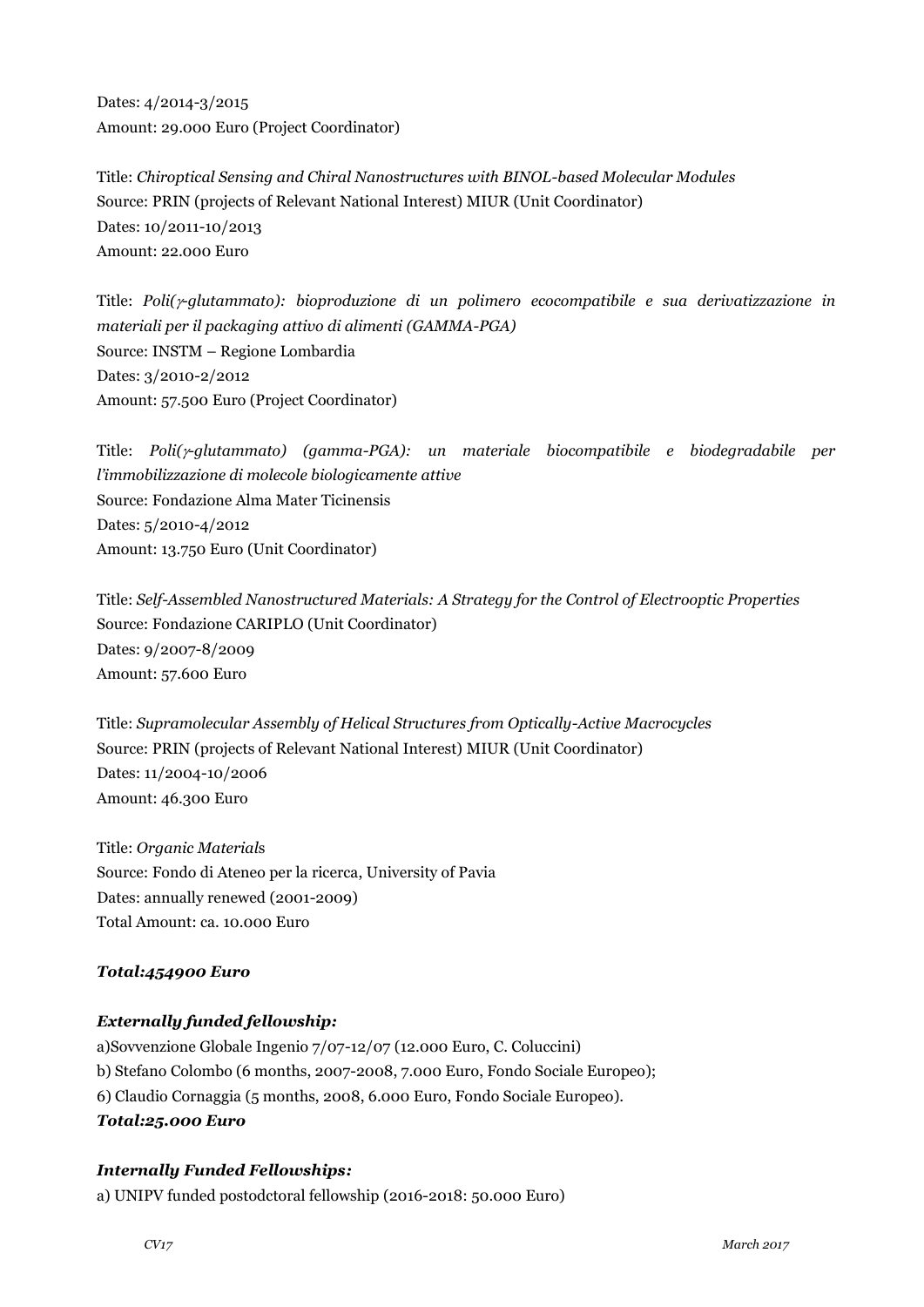Dates: 4/2014-3/2015
Amount: 29.000 Euro (Project Coordinator)

Title: *Chiroptical Sensing and Chiral Nanostructures with BINOL-based Molecular Modules*
Source: PRIN (projects of Relevant National Interest) MIUR (Unit Coordinator)
Dates: 10/2011-10/2013
Amount: 22.000 Euro

Title: *Poli($\gamma$-glutammato): bioproduzione di un polimero ecocompatibile e sua derivatizzazione in materiali per il packaging attivo di alimenti (GAMMA-PGA)*
Source: INSTM – Regione Lombardia
Dates: 3/2010-2/2012
Amount: 57.500 Euro (Project Coordinator)

Title: *Poli($\gamma$-glutammato) (gamma-PGA): un materiale biocompatibile e biodegradabile per l'immobilizzazione di molecole biologicamente attive*
Source: Fondazione Alma Mater Ticinensis
Dates: 5/2010-4/2012
Amount: 13.750 Euro (Unit Coordinator)

Title: *Self-Assembled Nanostructured Materials: A Strategy for the Control of Electrooptic Properties*
Source: Fondazione CARIPLO (Unit Coordinator)
Dates: 9/2007-8/2009
Amount: 57.600 Euro

Title: *Supramolecular Assembly of Helical Structures from Optically-Active Macrocycles*
Source: PRIN (projects of Relevant National Interest) MIUR (Unit Coordinator)
Dates: 11/2004-10/2006
Amount: 46.300 Euro

Title: *Organic Materials*
Source: Fondo di Ateneo per la ricerca, University of Pavia
Dates: annually renewed (2001-2009)
Total Amount: ca. 10.000 Euro

***Total:454900 Euro***

***Externally funded fellowship:***

a)Sovvenzione Globale Ingenio 7/07-12/07 (12.000 Euro, C. Coluccini)
b) Stefano Colombo (6 months, 2007-2008, 7.000 Euro, Fondo Sociale Europeo);
6) Claudio Cornaggia (5 months, 2008, 6.000 Euro, Fondo Sociale Europeo).
***Total:25.000 Euro***

***Internally Funded Fellowships:***

a) UNIPV funded postodctoral fellowship (2016-2018: 50.000 Euro)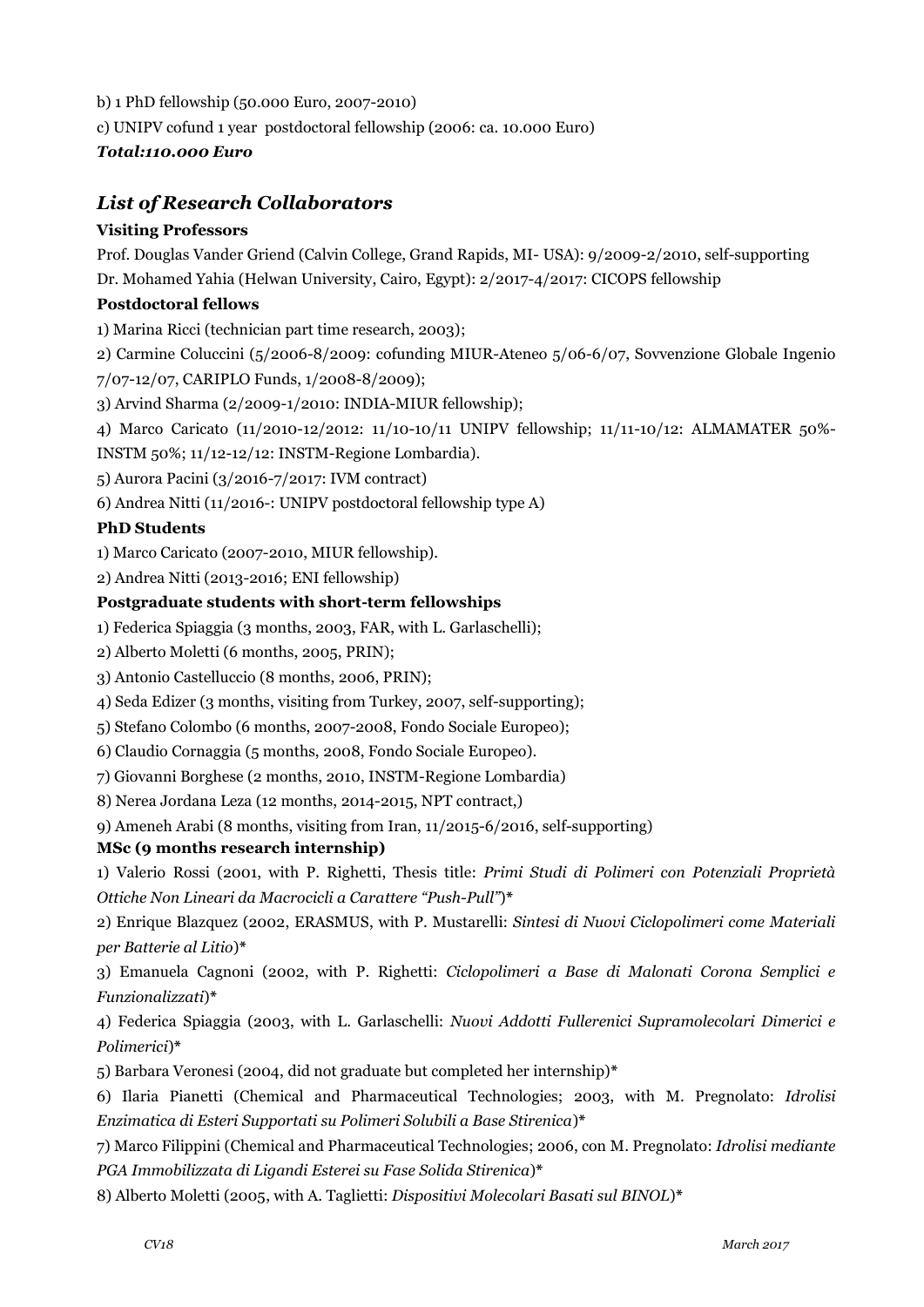b) 1 PhD fellowship (50.000 Euro, 2007-2010)

c) UNIPV cofund 1 year postdoctoral fellowship (2006: ca. 10.000 Euro)

***Total:110.000 Euro***

## *List of Research Collaborators*

**Visiting Professors**

Prof. Douglas Vander Griend (Calvin College, Grand Rapids, MI- USA): 9/2009-2/2010, self-supporting

Dr. Mohamed Yahia (Helwan University, Cairo, Egypt): 2/2017-4/2017: CICOPS fellowship

**Postdoctoral fellows**

1) Marina Ricci (technician part time research, 2003);

2) Carmine Coluccini (5/2006-8/2009: cofunding MIUR-Ateneo 5/06-6/07, Sovvenzione Globale Ingenio 7/07-12/07, CARIPLO Funds, 1/2008-8/2009);

3) Arvind Sharma (2/2009-1/2010: INDIA-MIUR fellowship);

4) Marco Caricato (11/2010-12/2012: 11/10-10/11 UNIPV fellowship; 11/11-10/12: ALMAMATER 50%-INSTM 50%; 11/12-12/12: INSTM-Regione Lombardia).

5) Aurora Pacini (3/2016-7/2017: IVM contract)

6) Andrea Nitti (11/2016-: UNIPV postdoctoral fellowship type A)

**PhD Students**

1) Marco Caricato (2007-2010, MIUR fellowship).

2) Andrea Nitti (2013-2016; ENI fellowship)

**Postgraduate students with short-term fellowships**

1) Federica Spiaggia (3 months, 2003, FAR, with L. Garlaschelli);

2) Alberto Moletti (6 months, 2005, PRIN);

3) Antonio Castelluccio (8 months, 2006, PRIN);

4) Seda Edizer (3 months, visiting from Turkey, 2007, self-supporting);

5) Stefano Colombo (6 months, 2007-2008, Fondo Sociale Europeo);

6) Claudio Cornaggia (5 months, 2008, Fondo Sociale Europeo).

7) Giovanni Borghese (2 months, 2010, INSTM-Regione Lombardia)

8) Nerea Jordana Leza (12 months, 2014-2015, NPT contract,)

9) Ameneh Arabi (8 months, visiting from Iran, 11/2015-6/2016, self-supporting)

**MSc (9 months research internship)**

1) Valerio Rossi (2001, with P. Righetti, Thesis title: *Primi Studi di Polimeri con Potenziali Proprietà Ottiche Non Lineari da Macrocicli a Carattere "Push-Pull"*)*

2) Enrique Blazquez (2002, ERASMUS, with P. Mustarelli: *Sintesi di Nuovi Ciclopolimeri come Materiali per Batterie al Litio*)*

3) Emanuela Cagnoni (2002, with P. Righetti: *Ciclopolimeri a Base di Malonati Corona Semplici e Funzionalizzati*)*

4) Federica Spiaggia (2003, with L. Garlaschelli: *Nuovi Addotti Fullerenici Supramolecolari Dimerici e Polimerici*)*

5) Barbara Veronesi (2004, did not graduate but completed her internship)*

6) Ilaria Pianetti (Chemical and Pharmaceutical Technologies; 2003, with M. Pregnolato: *Idrolisi Enzimatica di Esteri Supportati su Polimeri Solubili a Base Stirenica*)*

7) Marco Filippini (Chemical and Pharmaceutical Technologies; 2006, con M. Pregnolato: *Idrolisi mediante PGA Immobilizzata di Ligandi Esterei su Fase Solida Stirenica*)*

8) Alberto Moletti (2005, with A. Taglietti: *Dispositivi Molecolari Basati sul BINOL*)*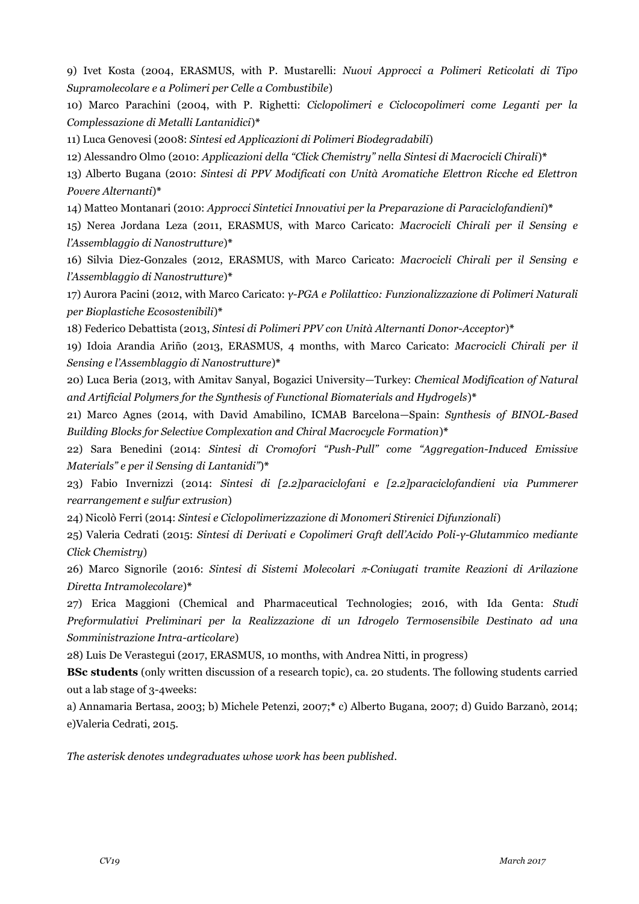9) Ivet Kosta (2004, ERASMUS, with P. Mustarelli: *Nuovi Approcci a Polimeri Reticolati di Tipo Supramolecolare e a Polimeri per Celle a Combustibile*)

10) Marco Parachini (2004, with P. Righetti: *Ciclopolimeri e Ciclocopolimeri come Leganti per la Complessazione di Metalli Lantanidici*)*

11) Luca Genovesi (2008: *Sintesi ed Applicazioni di Polimeri Biodegradabili*)

12) Alessandro Olmo (2010: *Applicazioni della "Click Chemistry" nella Sintesi di Macrocicli Chirali*)*

13) Alberto Bugana (2010: *Sintesi di PPV Modificati con Unità Aromatiche Elettron Ricche ed Elettron Povere Alternanti*)*

14) Matteo Montanari (2010: *Approcci Sintetici Innovativi per la Preparazione di Paraciclofandieni*)*

15) Nerea Jordana Leza (2011, ERASMUS, with Marco Caricato: *Macrocicli Chirali per il Sensing e l'Assemblaggio di Nanostrutture*)*

16) Silvia Diez-Gonzales (2012, ERASMUS, with Marco Caricato: *Macrocicli Chirali per il Sensing e l'Assemblaggio di Nanostrutture*)*

17) Aurora Pacini (2012, with Marco Caricato: *γ-PGA e Polilattico: Funzionalizzazione di Polimeri Naturali per Bioplastiche Ecosostenibili*)*

18) Federico Debattista (2013, *Sintesi di Polimeri PPV con Unità Alternanti Donor-Acceptor*)*

19) Idoia Arandia Ariño (2013, ERASMUS, 4 months, with Marco Caricato: *Macrocicli Chirali per il Sensing e l'Assemblaggio di Nanostrutture*)*

20) Luca Beria (2013, with Amitav Sanyal, Bogazici University—Turkey: *Chemical Modification of Natural and Artificial Polymers for the Synthesis of Functional Biomaterials and Hydrogels*)*

21) Marco Agnes (2014, with David Amabilino, ICMAB Barcelona—Spain: *Synthesis of BINOL-Based Building Blocks for Selective Complexation and Chiral Macrocycle Formation*)*

22) Sara Benedini (2014: *Sintesi di Cromofori "Push-Pull" come "Aggregation-Induced Emissive Materials" e per il Sensing di Lantanidi"*)*

23) Fabio Invernizzi (2014: *Sintesi di [2.2]paraciclofani e [2.2]paraciclofandieni via Pummerer rearrangement e sulfur extrusion*)

24) Nicolò Ferri (2014: *Sintesi e Ciclopolimerizzazione di Monomeri Stirenici Difunzionali*)

25) Valeria Cedrati (2015: *Sintesi di Derivati e Copolimeri Graft dell'Acido Poli-γ-Glutammico mediante Click Chemistry*)

26) Marco Signorile (2016: *Sintesi di Sistemi Molecolari π-Coniugati tramite Reazioni di Arilazione Diretta Intramolecolare*)*

27) Erica Maggioni (Chemical and Pharmaceutical Technologies; 2016, with Ida Genta: *Studi Preformulativi Preliminari per la Realizzazione di un Idrogelo Termosensibile Destinato ad una Somministrazione Intra-articolare*)

28) Luis De Verastegui (2017, ERASMUS, 10 months, with Andrea Nitti, in progress)

**BSc students** (only written discussion of a research topic), ca. 20 students. The following students carried out a lab stage of 3-4weeks:

a) Annamaria Bertasa, 2003; b) Michele Petenzi, 2007;* c) Alberto Bugana, 2007; d) Guido Barzanò, 2014; e)Valeria Cedrati, 2015.

*The asterisk denotes undegraduates whose work has been published.*